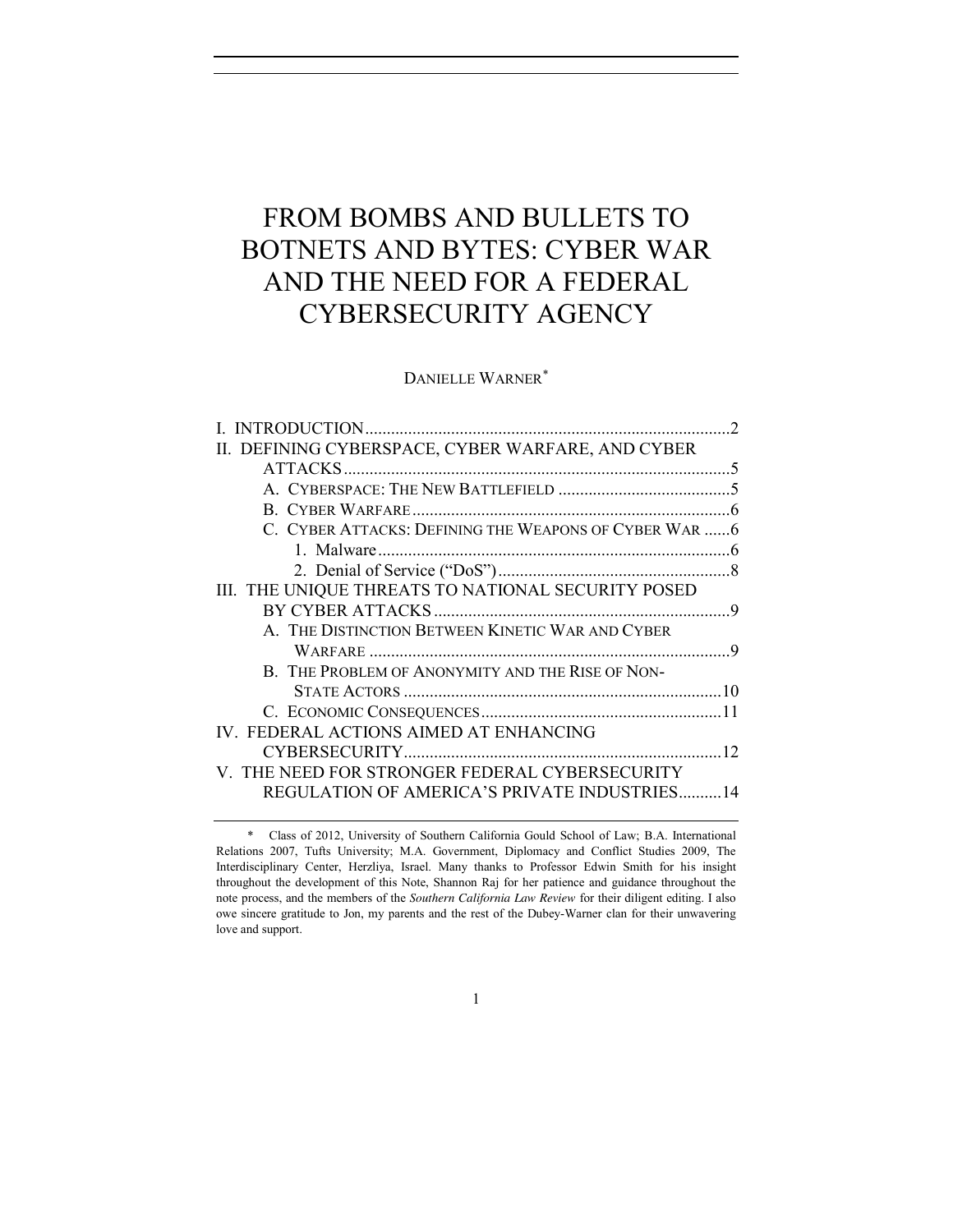# FROM BOMBS AND BULLETS TO BOTNETS AND BYTES: CYBER WAR AND THE NEED FOR A FEDERAL CYBERSECURITY AGENCY

DANIELLE WARNER*

I. INTRODUCTION ........................................................................................2

II. DEFINING CYBERSPACE, CYBER WARFARE, AND CYBER ATTACKS ........................................................................................5

- A. CYBERSPACE: THE NEW BATTLEFIELD ........................................5
- B. CYBER WARFARE ..........................................................................6
- C. CYBER ATTACKS: DEFINING THE WEAPONS OF CYBER WAR ......6
  - 1. Malware ..................................................................................6
  - 2. Denial of Service ("DoS") ......................................................8

III. THE UNIQUE THREATS TO NATIONAL SECURITY POSED BY CYBER ATTACKS .....................................................................9

- A. THE DISTINCTION BETWEEN KINETIC WAR AND CYBER WARFARE ....................................................................................9
- B. THE PROBLEM OF ANONYMITY AND THE RISE OF NON-STATE ACTORS ..........................................................................10
- C. ECONOMIC CONSEQUENCES .......................................................11

IV. FEDERAL ACTIONS AIMED AT ENHANCING CYBERSECURITY ..........................................................................12

V. THE NEED FOR STRONGER FEDERAL CYBERSECURITY REGULATION OF AMERICA'S PRIVATE INDUSTRIES ..........14

---

\* Class of 2012, University of Southern California Gould School of Law; B.A. International Relations 2007, Tufts University; M.A. Government, Diplomacy and Conflict Studies 2009, The Interdisciplinary Center, Herzliya, Israel. Many thanks to Professor Edwin Smith for his insight throughout the development of this Note, Shannon Raj for her patience and guidance throughout the note process, and the members of the *Southern California Law Review* for their diligent editing. I also owe sincere gratitude to Jon, my parents and the rest of the Dubey-Warner clan for their unwavering love and support.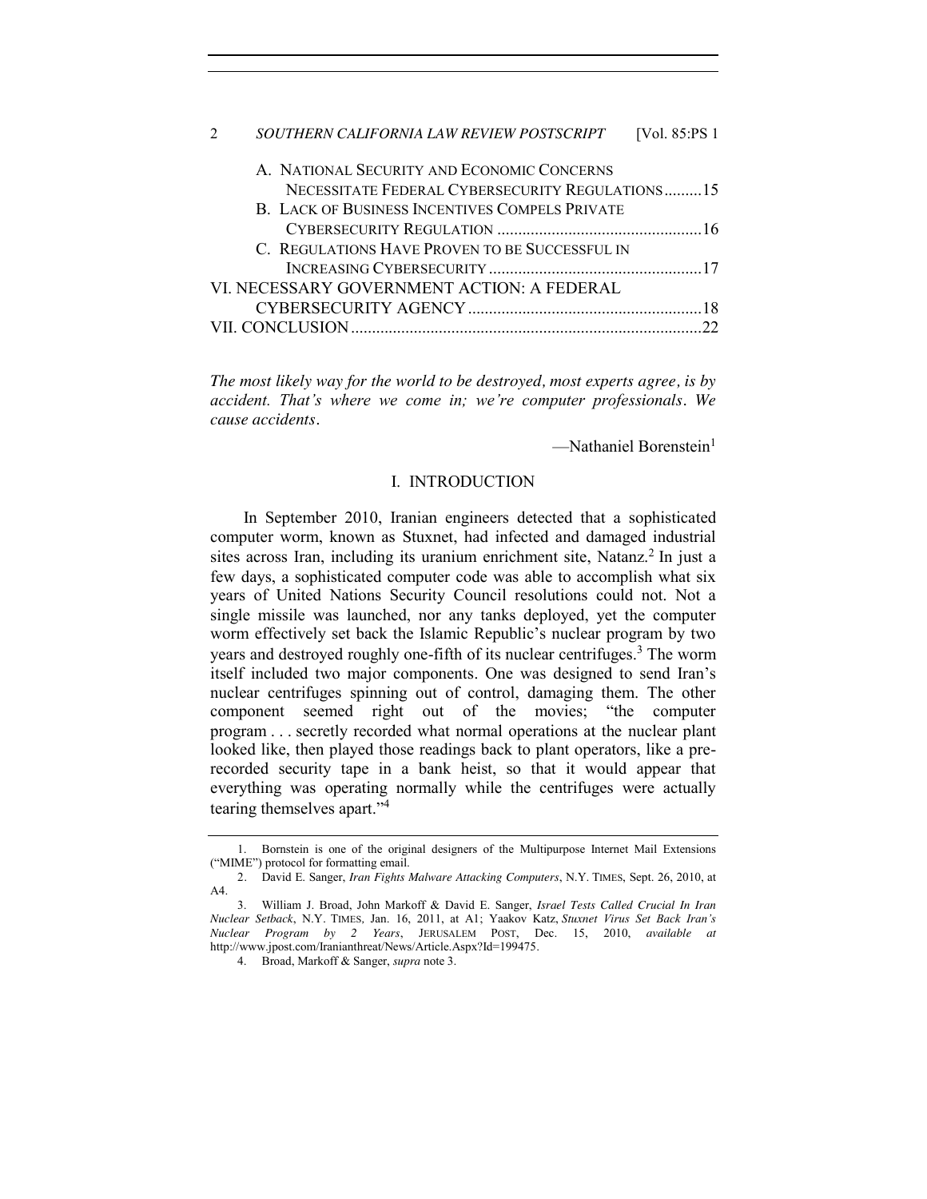A. NATIONAL SECURITY AND ECONOMIC CONCERNS NECESSITATE FEDERAL CYBERSECURITY REGULATIONS .........15
B. LACK OF BUSINESS INCENTIVES COMPELS PRIVATE CYBERSECURITY REGULATION .........16
C. REGULATIONS HAVE PROVEN TO BE SUCCESSFUL IN INCREASING CYBERSECURITY .........17
VI. NECESSARY GOVERNMENT ACTION: A FEDERAL CYBERSECURITY AGENCY .........18
VII. CONCLUSION .........22

*The most likely way for the world to be destroyed, most experts agree, is by accident. That's where we come in; we're computer professionals. We cause accidents.*

—Nathaniel Borenstein[1]

## I. INTRODUCTION

In September 2010, Iranian engineers detected that a sophisticated computer worm, known as Stuxnet, had infected and damaged industrial sites across Iran, including its uranium enrichment site, Natanz.[2] In just a few days, a sophisticated computer code was able to accomplish what six years of United Nations Security Council resolutions could not. Not a single missile was launched, nor any tanks deployed, yet the computer worm effectively set back the Islamic Republic's nuclear program by two years and destroyed roughly one-fifth of its nuclear centrifuges.[3] The worm itself included two major components. One was designed to send Iran's nuclear centrifuges spinning out of control, damaging them. The other component seemed right out of the movies; "the computer program . . . secretly recorded what normal operations at the nuclear plant looked like, then played those readings back to plant operators, like a pre-recorded security tape in a bank heist, so that it would appear that everything was operating normally while the centrifuges were actually tearing themselves apart."[4]

---

1. Bornstein is one of the original designers of the Multipurpose Internet Mail Extensions ("MIME") protocol for formatting email.

2. David E. Sanger, *Iran Fights Malware Attacking Computers*, N.Y. TIMES, Sept. 26, 2010, at A4.

3. William J. Broad, John Markoff & David E. Sanger, *Israel Tests Called Crucial In Iran Nuclear Setback*, N.Y. TIMES, Jan. 16, 2011, at A1; Yaakov Katz, *Stuxnet Virus Set Back Iran's Nuclear Program by 2 Years*, JERUSALEM POST, Dec. 15, 2010, *available at* http://www.jpost.com/Iranianthreat/News/Article.Aspx?Id=199475.

4. Broad, Markoff & Sanger, *supra* note 3.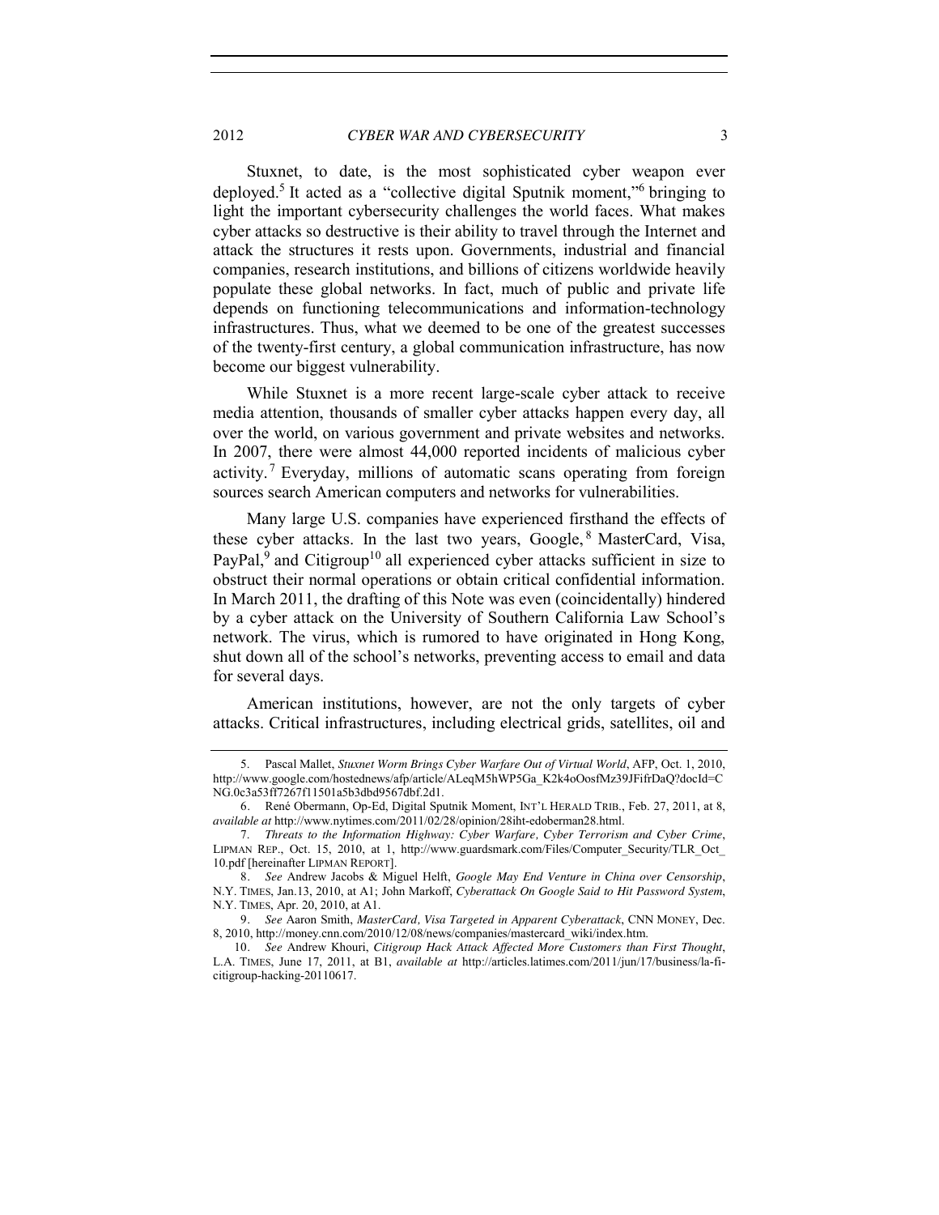Stuxnet, to date, is the most sophisticated cyber weapon ever deployed.[5] It acted as a "collective digital Sputnik moment,"[6] bringing to light the important cybersecurity challenges the world faces. What makes cyber attacks so destructive is their ability to travel through the Internet and attack the structures it rests upon. Governments, industrial and financial companies, research institutions, and billions of citizens worldwide heavily populate these global networks. In fact, much of public and private life depends on functioning telecommunications and information-technology infrastructures. Thus, what we deemed to be one of the greatest successes of the twenty-first century, a global communication infrastructure, has now become our biggest vulnerability.

While Stuxnet is a more recent large-scale cyber attack to receive media attention, thousands of smaller cyber attacks happen every day, all over the world, on various government and private websites and networks. In 2007, there were almost 44,000 reported incidents of malicious cyber activity.[7] Everyday, millions of automatic scans operating from foreign sources search American computers and networks for vulnerabilities.

Many large U.S. companies have experienced firsthand the effects of these cyber attacks. In the last two years, Google,[8] MasterCard, Visa, PayPal,[9] and Citigroup[10] all experienced cyber attacks sufficient in size to obstruct their normal operations or obtain critical confidential information. In March 2011, the drafting of this Note was even (coincidentally) hindered by a cyber attack on the University of Southern California Law School's network. The virus, which is rumored to have originated in Hong Kong, shut down all of the school's networks, preventing access to email and data for several days.

American institutions, however, are not the only targets of cyber attacks. Critical infrastructures, including electrical grids, satellites, oil and

---

5. Pascal Mallet, *Stuxnet Worm Brings Cyber Warfare Out of Virtual World*, AFP, Oct. 1, 2010, http://www.google.com/hostednews/afp/article/ALeqM5hWP5Ga_K2k4oOosfMz39JFifrDaQ?docId=CNG.0c3a53ff7267f11501a5b3dbd9567dbf.2d1.

6. René Obermann, Op-Ed, Digital Sputnik Moment, INT'L HERALD TRIB., Feb. 27, 2011, at 8, *available at* http://www.nytimes.com/2011/02/28/opinion/28iht-edoberman28.html.

7. *Threats to the Information Highway: Cyber Warfare, Cyber Terrorism and Cyber Crime*, LIPMAN REP., Oct. 15, 2010, at 1, http://www.guardsmark.com/Files/Computer_Security/TLR_Oct_10.pdf [hereinafter LIPMAN REPORT].

8. *See* Andrew Jacobs & Miguel Helft, *Google May End Venture in China over Censorship*, N.Y. TIMES, Jan.13, 2010, at A1; John Markoff, *Cyberattack On Google Said to Hit Password System*, N.Y. TIMES, Apr. 20, 2010, at A1.

9. *See* Aaron Smith, *MasterCard, Visa Targeted in Apparent Cyberattack*, CNN MONEY, Dec. 8, 2010, http://money.cnn.com/2010/12/08/news/companies/mastercard_wiki/index.htm.

10. *See* Andrew Khouri, *Citigroup Hack Attack Affected More Customers than First Thought*, L.A. TIMES, June 17, 2011, at B1, *available at* http://articles.latimes.com/2011/jun/17/business/la-fi-citigroup-hacking-20110617.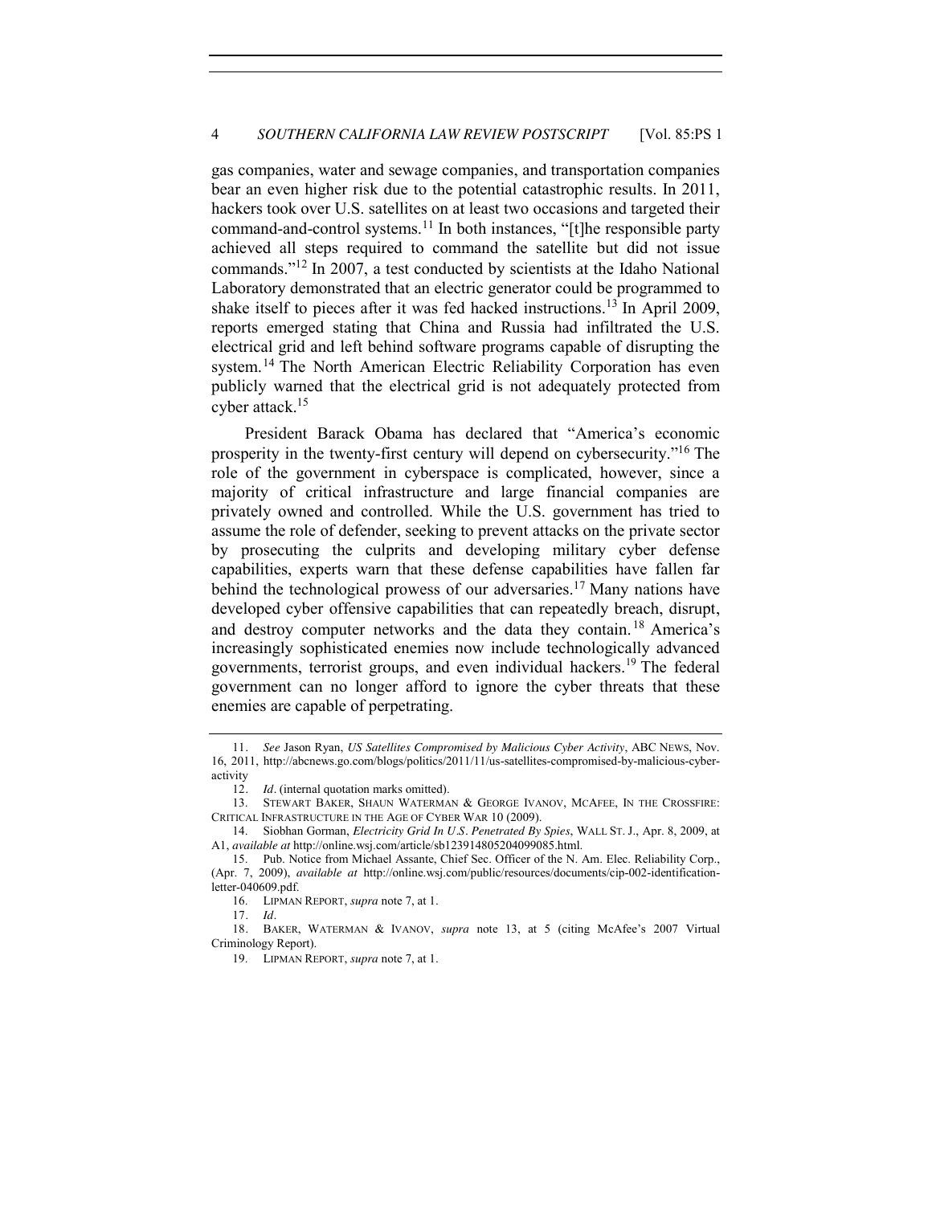gas companies, water and sewage companies, and transportation companies bear an even higher risk due to the potential catastrophic results. In 2011, hackers took over U.S. satellites on at least two occasions and targeted their command-and-control systems.[11] In both instances, "[t]he responsible party achieved all steps required to command the satellite but did not issue commands."[12] In 2007, a test conducted by scientists at the Idaho National Laboratory demonstrated that an electric generator could be programmed to shake itself to pieces after it was fed hacked instructions.[13] In April 2009, reports emerged stating that China and Russia had infiltrated the U.S. electrical grid and left behind software programs capable of disrupting the system.[14] The North American Electric Reliability Corporation has even publicly warned that the electrical grid is not adequately protected from cyber attack.[15]

President Barack Obama has declared that "America's economic prosperity in the twenty-first century will depend on cybersecurity."[16] The role of the government in cyberspace is complicated, however, since a majority of critical infrastructure and large financial companies are privately owned and controlled. While the U.S. government has tried to assume the role of defender, seeking to prevent attacks on the private sector by prosecuting the culprits and developing military cyber defense capabilities, experts warn that these defense capabilities have fallen far behind the technological prowess of our adversaries.[17] Many nations have developed cyber offensive capabilities that can repeatedly breach, disrupt, and destroy computer networks and the data they contain.[18] America's increasingly sophisticated enemies now include technologically advanced governments, terrorist groups, and even individual hackers.[19] The federal government can no longer afford to ignore the cyber threats that these enemies are capable of perpetrating.

---

11. *See* Jason Ryan, *US Satellites Compromised by Malicious Cyber Activity*, ABC NEWS, Nov. 16, 2011, http://abcnews.go.com/blogs/politics/2011/11/us-satellites-compromised-by-malicious-cyber-activity

12. *Id*. (internal quotation marks omitted).

13. STEWART BAKER, SHAUN WATERMAN & GEORGE IVANOV, MCAFEE, IN THE CROSSFIRE: CRITICAL INFRASTRUCTURE IN THE AGE OF CYBER WAR 10 (2009).

14. Siobhan Gorman, *Electricity Grid In U.S. Penetrated By Spies*, WALL ST. J., Apr. 8, 2009, at A1, *available at* http://online.wsj.com/article/sb123914805204099085.html.

15. Pub. Notice from Michael Assante, Chief Sec. Officer of the N. Am. Elec. Reliability Corp., (Apr. 7, 2009), *available at* http://online.wsj.com/public/resources/documents/cip-002-identification-letter-040609.pdf.

16. LIPMAN REPORT, *supra* note 7, at 1.

17. *Id*.

18. BAKER, WATERMAN & IVANOV, *supra* note 13, at 5 (citing McAfee's 2007 Virtual Criminology Report).

19. LIPMAN REPORT, *supra* note 7, at 1.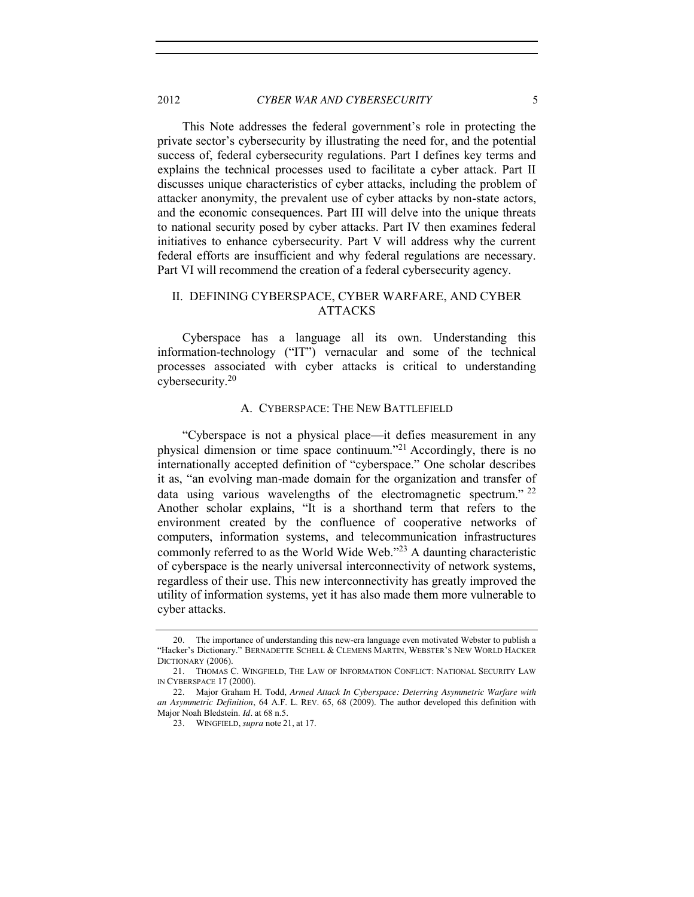This Note addresses the federal government's role in protecting the private sector's cybersecurity by illustrating the need for, and the potential success of, federal cybersecurity regulations. Part I defines key terms and explains the technical processes used to facilitate a cyber attack. Part II discusses unique characteristics of cyber attacks, including the problem of attacker anonymity, the prevalent use of cyber attacks by non-state actors, and the economic consequences. Part III will delve into the unique threats to national security posed by cyber attacks. Part IV then examines federal initiatives to enhance cybersecurity. Part V will address why the current federal efforts are insufficient and why federal regulations are necessary. Part VI will recommend the creation of a federal cybersecurity agency.

## II. DEFINING CYBERSPACE, CYBER WARFARE, AND CYBER ATTACKS

Cyberspace has a language all its own. Understanding this information-technology ("IT") vernacular and some of the technical processes associated with cyber attacks is critical to understanding cybersecurity.[20]

### A. CYBERSPACE: THE NEW BATTLEFIELD

"Cyberspace is not a physical place—it defies measurement in any physical dimension or time space continuum."[21] Accordingly, there is no internationally accepted definition of "cyberspace." One scholar describes it as, "an evolving man-made domain for the organization and transfer of data using various wavelengths of the electromagnetic spectrum."[22] Another scholar explains, "It is a shorthand term that refers to the environment created by the confluence of cooperative networks of computers, information systems, and telecommunication infrastructures commonly referred to as the World Wide Web."[23] A daunting characteristic of cyberspace is the nearly universal interconnectivity of network systems, regardless of their use. This new interconnectivity has greatly improved the utility of information systems, yet it has also made them more vulnerable to cyber attacks.

---

20. The importance of understanding this new-era language even motivated Webster to publish a "Hacker's Dictionary." BERNADETTE SCHELL & CLEMENS MARTIN, WEBSTER'S NEW WORLD HACKER DICTIONARY (2006).

21. THOMAS C. WINGFIELD, THE LAW OF INFORMATION CONFLICT: NATIONAL SECURITY LAW IN CYBERSPACE 17 (2000).

22. Major Graham H. Todd, *Armed Attack In Cyberspace: Deterring Asymmetric Warfare with an Asymmetric Definition*, 64 A.F. L. REV. 65, 68 (2009). The author developed this definition with Major Noah Bledstein. *Id*. at 68 n.5.

23. WINGFIELD, *supra* note 21, at 17.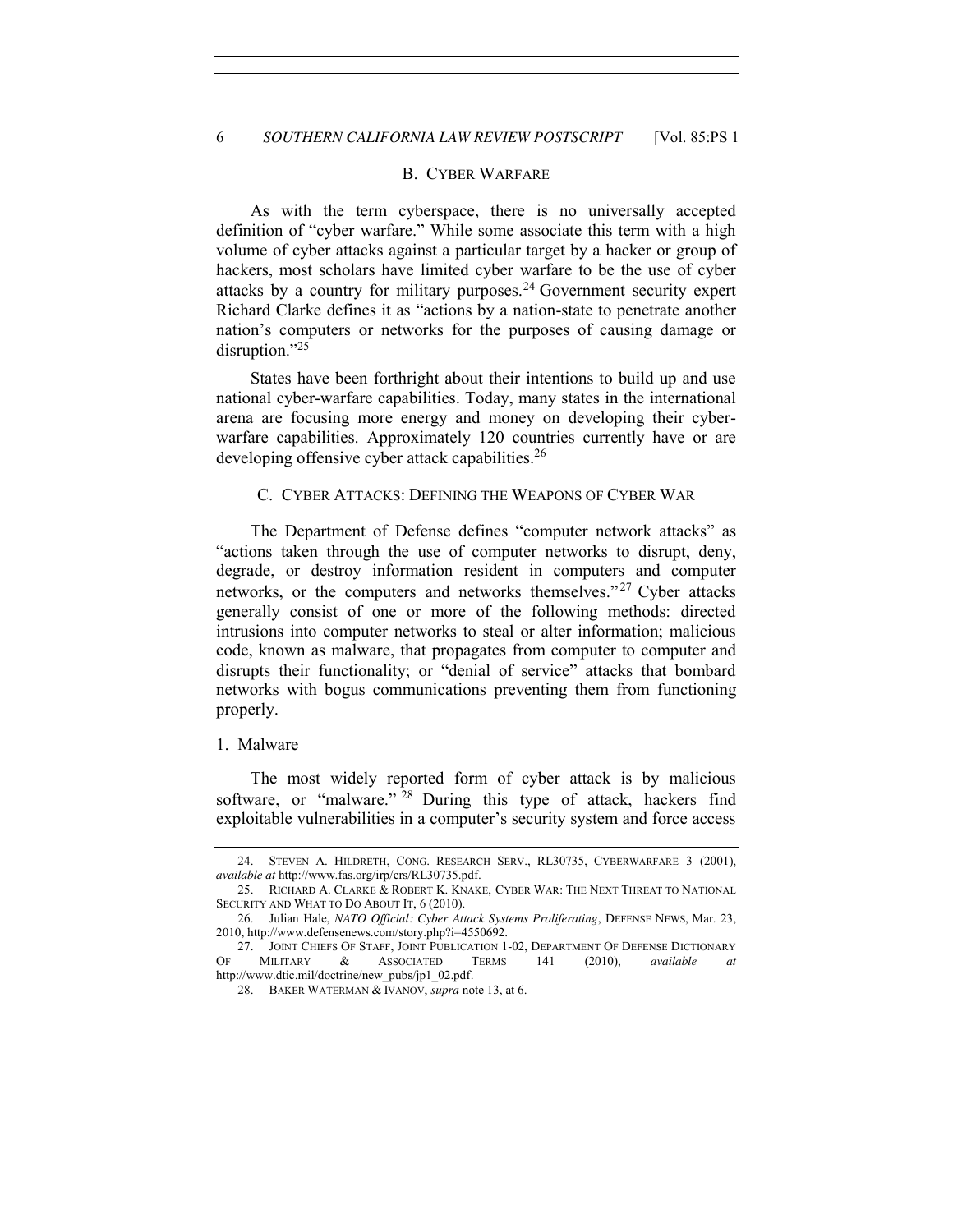### B. CYBER WARFARE

As with the term cyberspace, there is no universally accepted definition of "cyber warfare." While some associate this term with a high volume of cyber attacks against a particular target by a hacker or group of hackers, most scholars have limited cyber warfare to be the use of cyber attacks by a country for military purposes.[24] Government security expert Richard Clarke defines it as "actions by a nation-state to penetrate another nation's computers or networks for the purposes of causing damage or disruption."[25]

States have been forthright about their intentions to build up and use national cyber-warfare capabilities. Today, many states in the international arena are focusing more energy and money on developing their cyber-warfare capabilities. Approximately 120 countries currently have or are developing offensive cyber attack capabilities.[26]

### C. CYBER ATTACKS: DEFINING THE WEAPONS OF CYBER WAR

The Department of Defense defines "computer network attacks" as "actions taken through the use of computer networks to disrupt, deny, degrade, or destroy information resident in computers and computer networks, or the computers and networks themselves."[27] Cyber attacks generally consist of one or more of the following methods: directed intrusions into computer networks to steal or alter information; malicious code, known as malware, that propagates from computer to computer and disrupts their functionality; or "denial of service" attacks that bombard networks with bogus communications preventing them from functioning properly.

#### 1. Malware

The most widely reported form of cyber attack is by malicious software, or "malware."[28] During this type of attack, hackers find exploitable vulnerabilities in a computer's security system and force access

---

24. STEVEN A. HILDRETH, CONG. RESEARCH SERV., RL30735, CYBERWARFARE 3 (2001), *available at* http://www.fas.org/irp/crs/RL30735.pdf.

25. RICHARD A. CLARKE & ROBERT K. KNAKE, CYBER WAR: THE NEXT THREAT TO NATIONAL SECURITY AND WHAT TO DO ABOUT IT, 6 (2010).

26. Julian Hale, *NATO Official: Cyber Attack Systems Proliferating*, DEFENSE NEWS, Mar. 23, 2010, http://www.defensenews.com/story.php?i=4550692.

27. JOINT CHIEFS OF STAFF, JOINT PUBLICATION 1-02, DEPARTMENT OF DEFENSE DICTIONARY OF MILITARY & ASSOCIATED TERMS 141 (2010), *available at* http://www.dtic.mil/doctrine/new_pubs/jp1_02.pdf.

28. BAKER WATERMAN & IVANOV, *supra* note 13, at 6.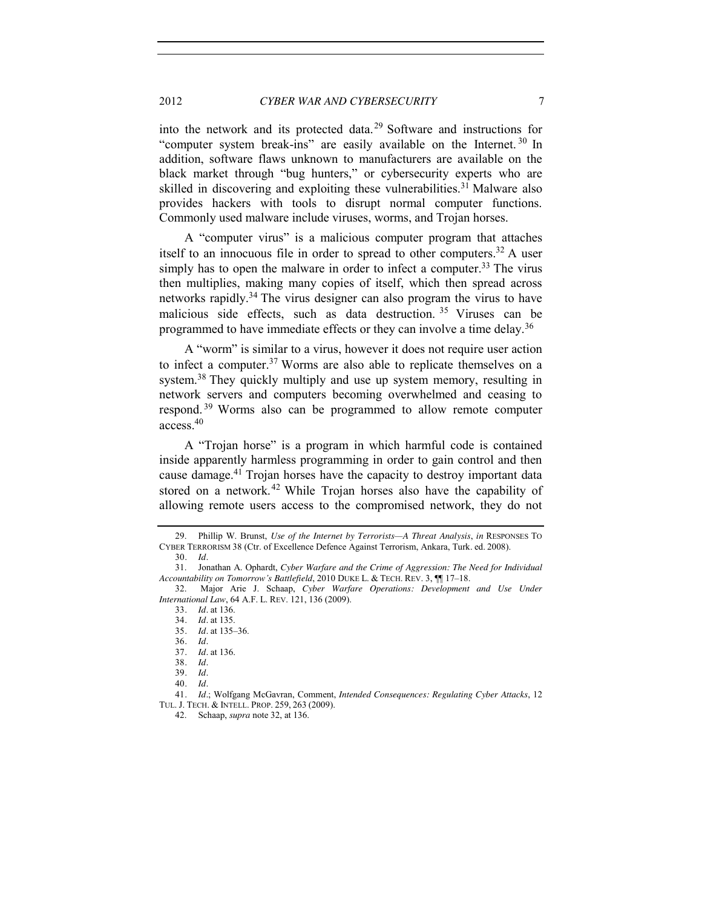into the network and its protected data.[29] Software and instructions for "computer system break-ins" are easily available on the Internet.[30] In addition, software flaws unknown to manufacturers are available on the black market through "bug hunters," or cybersecurity experts who are skilled in discovering and exploiting these vulnerabilities.[31] Malware also provides hackers with tools to disrupt normal computer functions. Commonly used malware include viruses, worms, and Trojan horses.

A "computer virus" is a malicious computer program that attaches itself to an innocuous file in order to spread to other computers.[32] A user simply has to open the malware in order to infect a computer.[33] The virus then multiplies, making many copies of itself, which then spread across networks rapidly.[34] The virus designer can also program the virus to have malicious side effects, such as data destruction.[35] Viruses can be programmed to have immediate effects or they can involve a time delay.[36]

A "worm" is similar to a virus, however it does not require user action to infect a computer.[37] Worms are also able to replicate themselves on a system.[38] They quickly multiply and use up system memory, resulting in network servers and computers becoming overwhelmed and ceasing to respond.[39] Worms also can be programmed to allow remote computer access.[40]

A "Trojan horse" is a program in which harmful code is contained inside apparently harmless programming in order to gain control and then cause damage.[41] Trojan horses have the capacity to destroy important data stored on a network.[42] While Trojan horses also have the capability of allowing remote users access to the compromised network, they do not

---

29. Phillip W. Brunst, *Use of the Internet by Terrorists—A Threat Analysis*, *in* RESPONSES TO CYBER TERRORISM 38 (Ctr. of Excellence Defence Against Terrorism, Ankara, Turk. ed. 2008).

30. *Id*.

31. Jonathan A. Ophardt, *Cyber Warfare and the Crime of Aggression: The Need for Individual Accountability on Tomorrow's Battlefield*, 2010 DUKE L. & TECH. REV. 3, ¶¶ 17–18.

32. Major Arie J. Schaap, *Cyber Warfare Operations: Development and Use Under International Law*, 64 A.F. L. REV. 121, 136 (2009).

33. *Id*. at 136.

34. *Id*. at 135.

35. *Id*. at 135–36.

36. *Id*.

37. *Id*. at 136.

38. *Id*.

39. *Id*.

40. *Id*.

41. *Id*.; Wolfgang McGavran, Comment, *Intended Consequences: Regulating Cyber Attacks*, 12 TUL. J. TECH. & INTELL. PROP. 259, 263 (2009).

42. Schaap, *supra* note 32, at 136.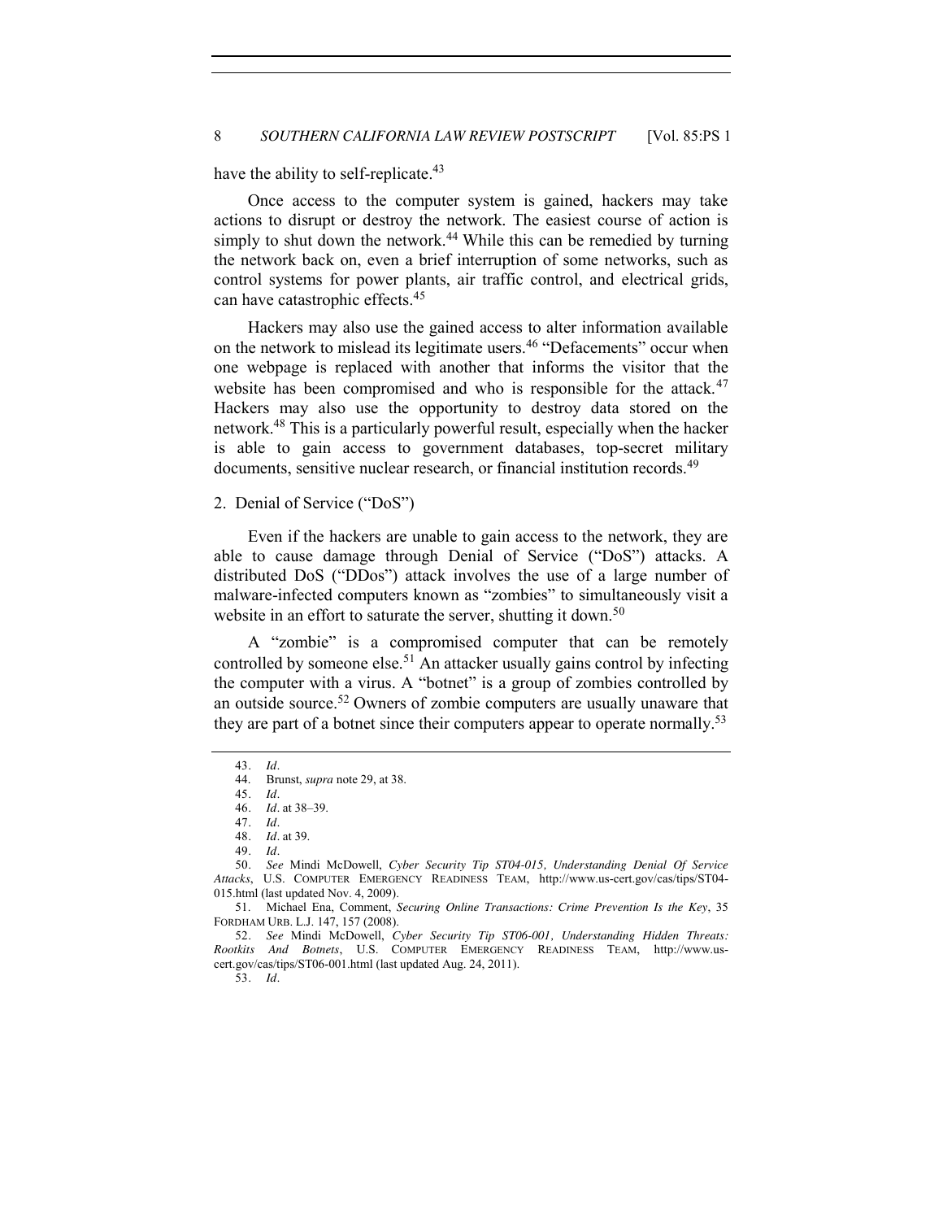have the ability to self-replicate.[43]

Once access to the computer system is gained, hackers may take actions to disrupt or destroy the network. The easiest course of action is simply to shut down the network.[44] While this can be remedied by turning the network back on, even a brief interruption of some networks, such as control systems for power plants, air traffic control, and electrical grids, can have catastrophic effects.[45]

Hackers may also use the gained access to alter information available on the network to mislead its legitimate users.[46] "Defacements" occur when one webpage is replaced with another that informs the visitor that the website has been compromised and who is responsible for the attack.[47] Hackers may also use the opportunity to destroy data stored on the network.[48] This is a particularly powerful result, especially when the hacker is able to gain access to government databases, top-secret military documents, sensitive nuclear research, or financial institution records.[49]

### 2. Denial of Service ("DoS")

Even if the hackers are unable to gain access to the network, they are able to cause damage through Denial of Service ("DoS") attacks. A distributed DoS ("DDos") attack involves the use of a large number of malware-infected computers known as "zombies" to simultaneously visit a website in an effort to saturate the server, shutting it down.[50]

A "zombie" is a compromised computer that can be remotely controlled by someone else.[51] An attacker usually gains control by infecting the computer with a virus. A "botnet" is a group of zombies controlled by an outside source.[52] Owners of zombie computers are usually unaware that they are part of a botnet since their computers appear to operate normally.[53]

---

43. *Id*.

44. Brunst, *supra* note 29, at 38.

45. *Id*.

46. *Id*. at 38–39.

47. *Id*.

48. *Id*. at 39.

49. *Id*.

50. *See* Mindi McDowell, *Cyber Security Tip ST04-015, Understanding Denial Of Service Attacks*, U.S. COMPUTER EMERGENCY READINESS TEAM, http://www.us-cert.gov/cas/tips/ST04-015.html (last updated Nov. 4, 2009).

51. Michael Ena, Comment, *Securing Online Transactions: Crime Prevention Is the Key*, 35 FORDHAM URB. L.J. 147, 157 (2008).

52. *See* Mindi McDowell, *Cyber Security Tip ST06-001, Understanding Hidden Threats: Rootkits And Botnets*, U.S. COMPUTER EMERGENCY READINESS TEAM, http://www.us-cert.gov/cas/tips/ST06-001.html (last updated Aug. 24, 2011).

53. *Id*.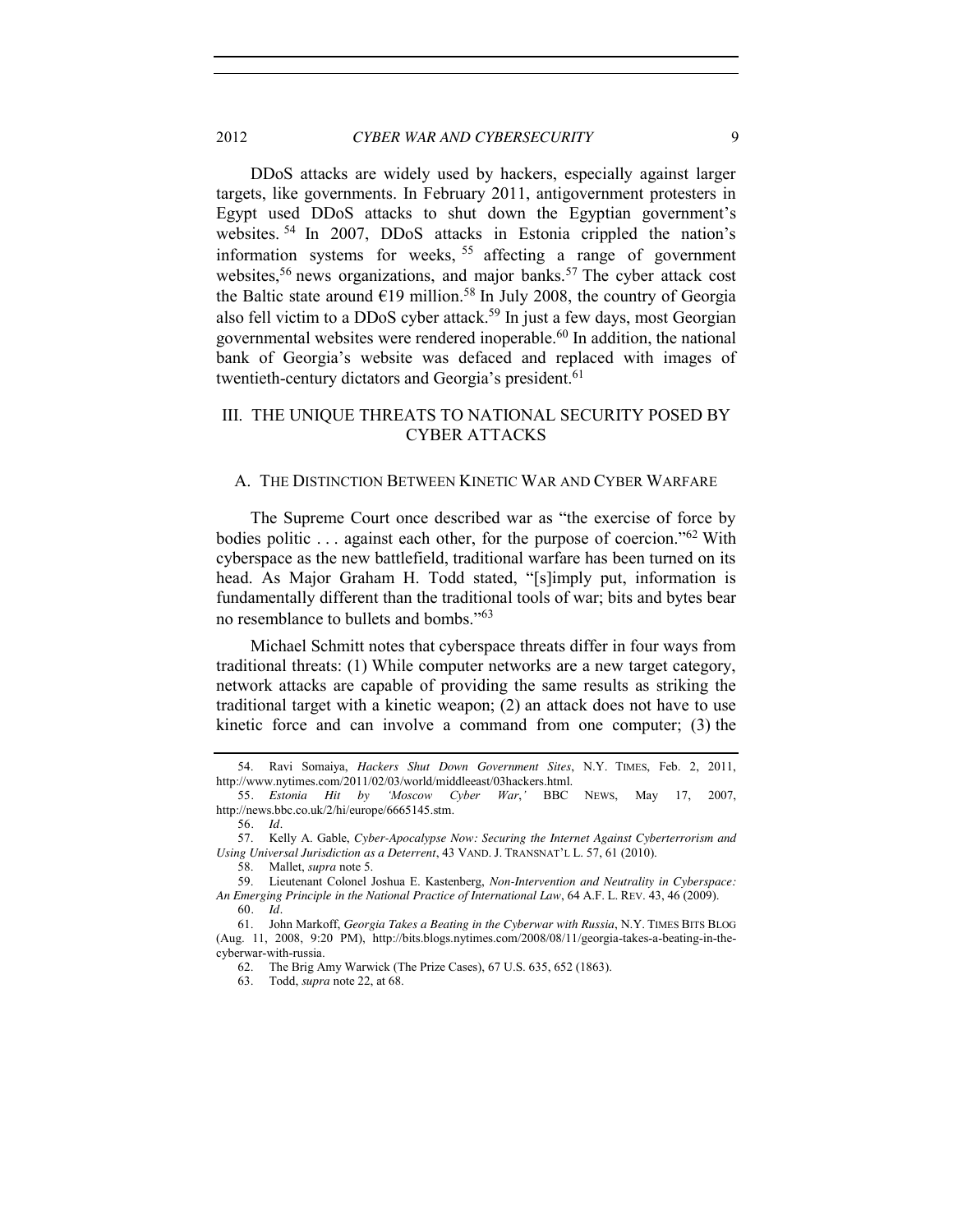DDoS attacks are widely used by hackers, especially against larger targets, like governments. In February 2011, antigovernment protesters in Egypt used DDoS attacks to shut down the Egyptian government's websites.[54] In 2007, DDoS attacks in Estonia crippled the nation's information systems for weeks,[55] affecting a range of government websites,[56] news organizations, and major banks.[57] The cyber attack cost the Baltic state around €19 million.[58] In July 2008, the country of Georgia also fell victim to a DDoS cyber attack.[59] In just a few days, most Georgian governmental websites were rendered inoperable.[60] In addition, the national bank of Georgia's website was defaced and replaced with images of twentieth-century dictators and Georgia's president.[61]

## III. THE UNIQUE THREATS TO NATIONAL SECURITY POSED BY CYBER ATTACKS

### A. THE DISTINCTION BETWEEN KINETIC WAR AND CYBER WARFARE

The Supreme Court once described war as "the exercise of force by bodies politic . . . against each other, for the purpose of coercion."[62] With cyberspace as the new battlefield, traditional warfare has been turned on its head. As Major Graham H. Todd stated, "[s]imply put, information is fundamentally different than the traditional tools of war; bits and bytes bear no resemblance to bullets and bombs."[63]

Michael Schmitt notes that cyberspace threats differ in four ways from traditional threats: (1) While computer networks are a new target category, network attacks are capable of providing the same results as striking the traditional target with a kinetic weapon; (2) an attack does not have to use kinetic force and can involve a command from one computer; (3) the

---

54. Ravi Somaiya, *Hackers Shut Down Government Sites*, N.Y. TIMES, Feb. 2, 2011, http://www.nytimes.com/2011/02/03/world/middleeast/03hackers.html.

55. *Estonia Hit by 'Moscow Cyber War,'* BBC NEWS, May 17, 2007, http://news.bbc.co.uk/2/hi/europe/6665145.stm.

56. *Id*.

57. Kelly A. Gable, *Cyber-Apocalypse Now: Securing the Internet Against Cyberterrorism and Using Universal Jurisdiction as a Deterrent*, 43 VAND. J. TRANSNAT'L L. 57, 61 (2010).

58. Mallet, *supra* note 5.

59. Lieutenant Colonel Joshua E. Kastenberg, *Non-Intervention and Neutrality in Cyberspace: An Emerging Principle in the National Practice of International Law*, 64 A.F. L. REV. 43, 46 (2009).

60. *Id*.

61. John Markoff, *Georgia Takes a Beating in the Cyberwar with Russia*, N.Y. TIMES BITS BLOG (Aug. 11, 2008, 9:20 PM), http://bits.blogs.nytimes.com/2008/08/11/georgia-takes-a-beating-in-the-cyberwar-with-russia.

62. The Brig Amy Warwick (The Prize Cases), 67 U.S. 635, 652 (1863).

63. Todd, *supra* note 22, at 68.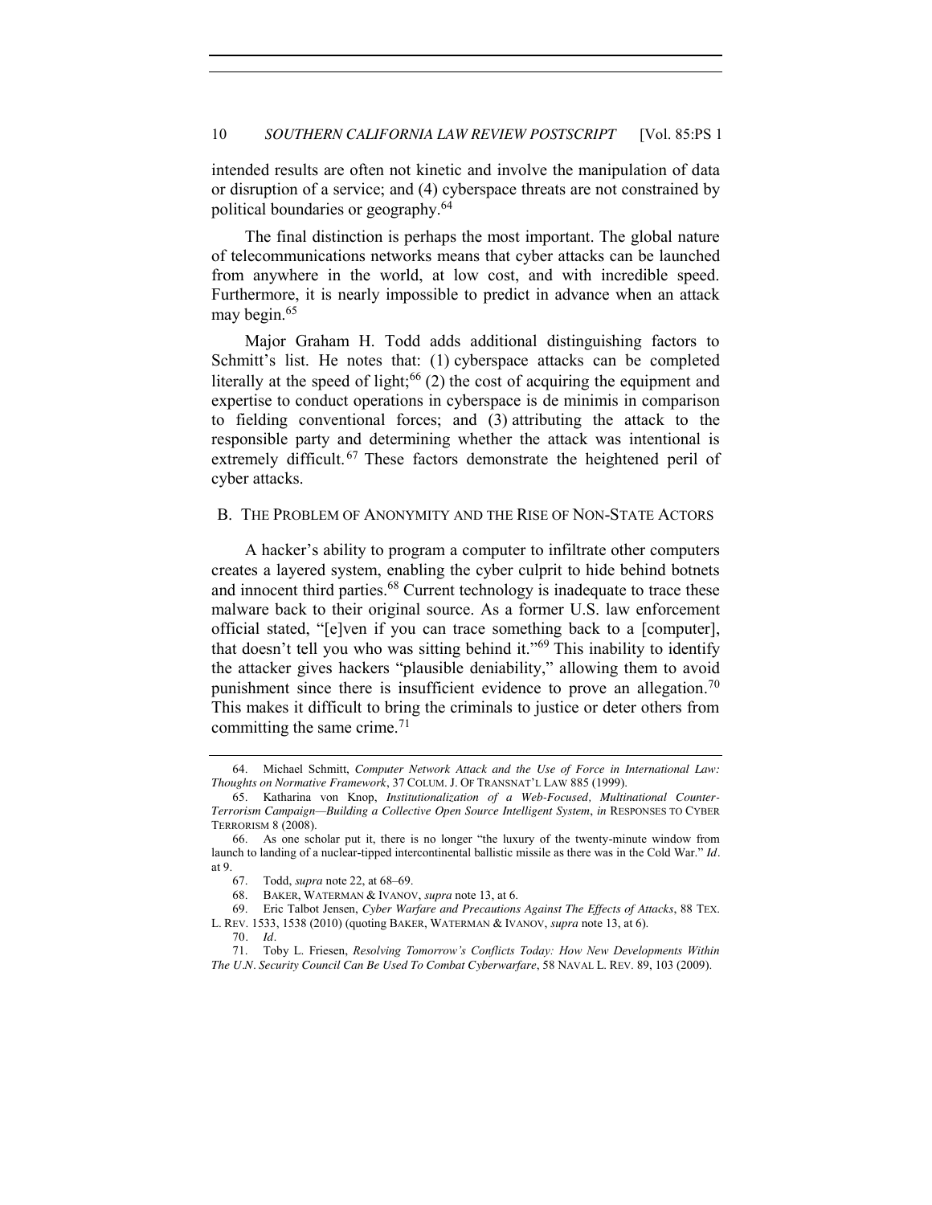intended results are often not kinetic and involve the manipulation of data or disruption of a service; and (4) cyberspace threats are not constrained by political boundaries or geography.[64]

The final distinction is perhaps the most important. The global nature of telecommunications networks means that cyber attacks can be launched from anywhere in the world, at low cost, and with incredible speed. Furthermore, it is nearly impossible to predict in advance when an attack may begin.[65]

Major Graham H. Todd adds additional distinguishing factors to Schmitt's list. He notes that: (1) cyberspace attacks can be completed literally at the speed of light;[66] (2) the cost of acquiring the equipment and expertise to conduct operations in cyberspace is de minimis in comparison to fielding conventional forces; and (3) attributing the attack to the responsible party and determining whether the attack was intentional is extremely difficult.[67] These factors demonstrate the heightened peril of cyber attacks.

## B. THE PROBLEM OF ANONYMITY AND THE RISE OF NON-STATE ACTORS

A hacker's ability to program a computer to infiltrate other computers creates a layered system, enabling the cyber culprit to hide behind botnets and innocent third parties.[68] Current technology is inadequate to trace these malware back to their original source. As a former U.S. law enforcement official stated, "[e]ven if you can trace something back to a [computer], that doesn't tell you who was sitting behind it."[69] This inability to identify the attacker gives hackers "plausible deniability," allowing them to avoid punishment since there is insufficient evidence to prove an allegation.[70] This makes it difficult to bring the criminals to justice or deter others from committing the same crime.[71]

---

64. Michael Schmitt, *Computer Network Attack and the Use of Force in International Law: Thoughts on Normative Framework*, 37 COLUM. J. OF TRANSNAT'L LAW 885 (1999).

65. Katharina von Knop, *Institutionalization of a Web-Focused, Multinational Counter-Terrorism Campaign—Building a Collective Open Source Intelligent System*, *in* RESPONSES TO CYBER TERRORISM 8 (2008).

66. As one scholar put it, there is no longer "the luxury of the twenty-minute window from launch to landing of a nuclear-tipped intercontinental ballistic missile as there was in the Cold War." *Id*. at 9.

67. Todd, *supra* note 22, at 68–69.

68. BAKER, WATERMAN & IVANOV, *supra* note 13, at 6.

69. Eric Talbot Jensen, *Cyber Warfare and Precautions Against The Effects of Attacks*, 88 TEX. L. REV. 1533, 1538 (2010) (quoting BAKER, WATERMAN & IVANOV, *supra* note 13, at 6).

70. *Id*.

71. Toby L. Friesen, *Resolving Tomorrow's Conflicts Today: How New Developments Within The U.N. Security Council Can Be Used To Combat Cyberwarfare*, 58 NAVAL L. REV. 89, 103 (2009).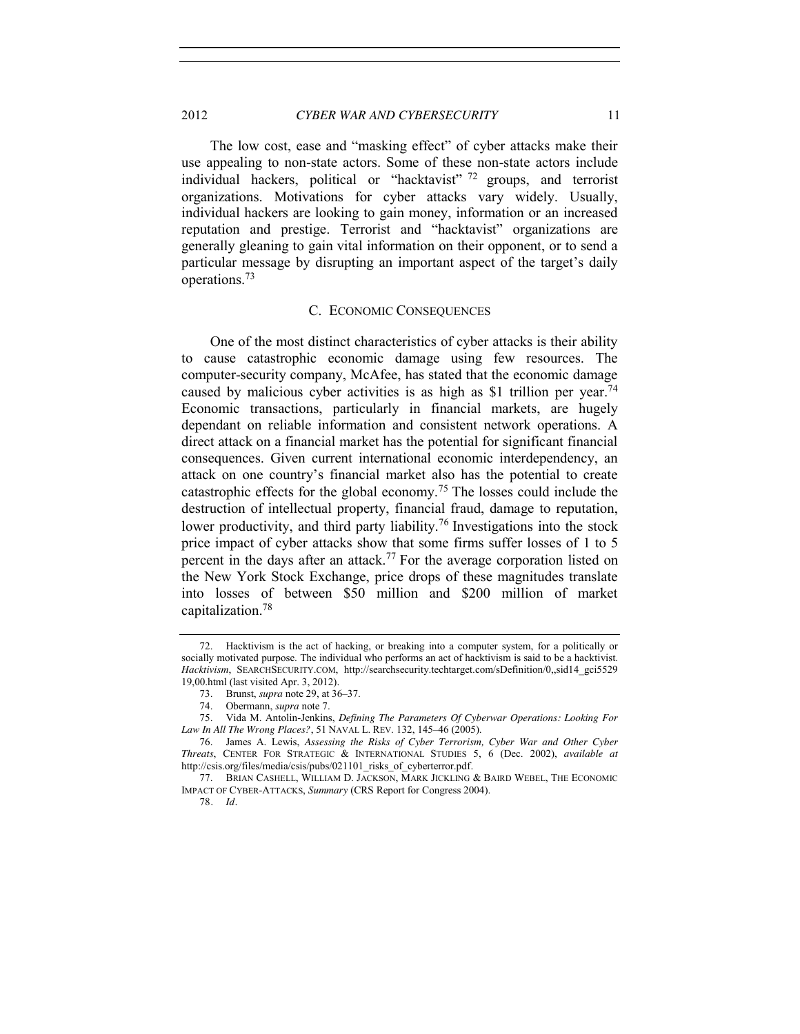The low cost, ease and "masking effect" of cyber attacks make their use appealing to non-state actors. Some of these non-state actors include individual hackers, political or "hacktavist" [72] groups, and terrorist organizations. Motivations for cyber attacks vary widely. Usually, individual hackers are looking to gain money, information or an increased reputation and prestige. Terrorist and "hacktavist" organizations are generally gleaning to gain vital information on their opponent, or to send a particular message by disrupting an important aspect of the target's daily operations.[73]

### C. ECONOMIC CONSEQUENCES

One of the most distinct characteristics of cyber attacks is their ability to cause catastrophic economic damage using few resources. The computer-security company, McAfee, has stated that the economic damage caused by malicious cyber activities is as high as $1 trillion per year.[74] Economic transactions, particularly in financial markets, are hugely dependant on reliable information and consistent network operations. A direct attack on a financial market has the potential for significant financial consequences. Given current international economic interdependency, an attack on one country's financial market also has the potential to create catastrophic effects for the global economy.[75] The losses could include the destruction of intellectual property, financial fraud, damage to reputation, lower productivity, and third party liability.[76] Investigations into the stock price impact of cyber attacks show that some firms suffer losses of 1 to 5 percent in the days after an attack.[77] For the average corporation listed on the New York Stock Exchange, price drops of these magnitudes translate into losses of between $50 million and $200 million of market capitalization.[78]

---

72. Hacktivism is the act of hacking, or breaking into a computer system, for a politically or socially motivated purpose. The individual who performs an act of hacktivism is said to be a hacktivist. *Hacktivism*, SEARCHSECURITY.COM, http://searchsecurity.techtarget.com/sDefinition/0,,sid14_gci552919,00.html (last visited Apr. 3, 2012).

73. Brunst, *supra* note 29, at 36–37.

74. Obermann, *supra* note 7.

75. Vida M. Antolin-Jenkins, *Defining The Parameters Of Cyberwar Operations: Looking For Law In All The Wrong Places?*, 51 NAVAL L. REV. 132, 145–46 (2005).

76. James A. Lewis, *Assessing the Risks of Cyber Terrorism, Cyber War and Other Cyber Threats*, CENTER FOR STRATEGIC & INTERNATIONAL STUDIES 5, 6 (Dec. 2002), *available at* http://csis.org/files/media/csis/pubs/021101_risks_of_cyberterror.pdf.

77. BRIAN CASHELL, WILLIAM D. JACKSON, MARK JICKLING & BAIRD WEBEL, THE ECONOMIC IMPACT OF CYBER-ATTACKS, *Summary* (CRS Report for Congress 2004).

78. *Id*.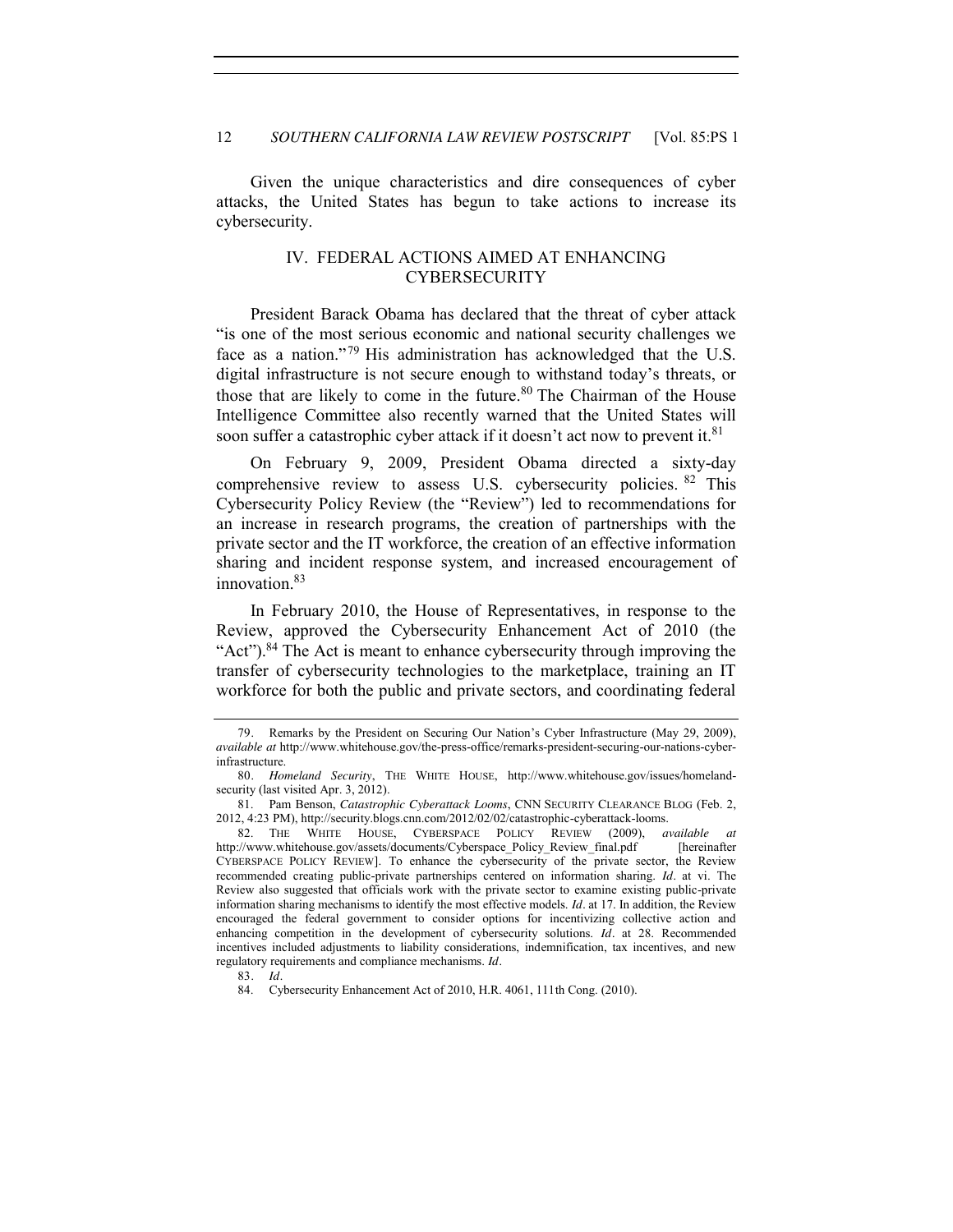Given the unique characteristics and dire consequences of cyber attacks, the United States has begun to take actions to increase its cybersecurity.

## IV. FEDERAL ACTIONS AIMED AT ENHANCING CYBERSECURITY

President Barack Obama has declared that the threat of cyber attack "is one of the most serious economic and national security challenges we face as a nation."[79] His administration has acknowledged that the U.S. digital infrastructure is not secure enough to withstand today's threats, or those that are likely to come in the future.[80] The Chairman of the House Intelligence Committee also recently warned that the United States will soon suffer a catastrophic cyber attack if it doesn't act now to prevent it.[81]

On February 9, 2009, President Obama directed a sixty-day comprehensive review to assess U.S. cybersecurity policies.[82] This Cybersecurity Policy Review (the "Review") led to recommendations for an increase in research programs, the creation of partnerships with the private sector and the IT workforce, the creation of an effective information sharing and incident response system, and increased encouragement of innovation.[83]

In February 2010, the House of Representatives, in response to the Review, approved the Cybersecurity Enhancement Act of 2010 (the "Act").[84] The Act is meant to enhance cybersecurity through improving the transfer of cybersecurity technologies to the marketplace, training an IT workforce for both the public and private sectors, and coordinating federal

---

79. Remarks by the President on Securing Our Nation's Cyber Infrastructure (May 29, 2009), *available at* http://www.whitehouse.gov/the-press-office/remarks-president-securing-our-nations-cyber-infrastructure.

80. *Homeland Security*, THE WHITE HOUSE, http://www.whitehouse.gov/issues/homeland-security (last visited Apr. 3, 2012).

81. Pam Benson, *Catastrophic Cyberattack Looms*, CNN SECURITY CLEARANCE BLOG (Feb. 2, 2012, 4:23 PM), http://security.blogs.cnn.com/2012/02/02/catastrophic-cyberattack-looms.

82. THE WHITE HOUSE, CYBERSPACE POLICY REVIEW (2009), *available at* http://www.whitehouse.gov/assets/documents/Cyberspace_Policy_Review_final.pdf [hereinafter CYBERSPACE POLICY REVIEW]. To enhance the cybersecurity of the private sector, the Review recommended creating public-private partnerships centered on information sharing. *Id*. at vi. The Review also suggested that officials work with the private sector to examine existing public-private information sharing mechanisms to identify the most effective models. *Id*. at 17. In addition, the Review encouraged the federal government to consider options for incentivizing collective action and enhancing competition in the development of cybersecurity solutions. *Id*. at 28. Recommended incentives included adjustments to liability considerations, indemnification, tax incentives, and new regulatory requirements and compliance mechanisms. *Id*.

83. *Id*.

84. Cybersecurity Enhancement Act of 2010, H.R. 4061, 111th Cong. (2010).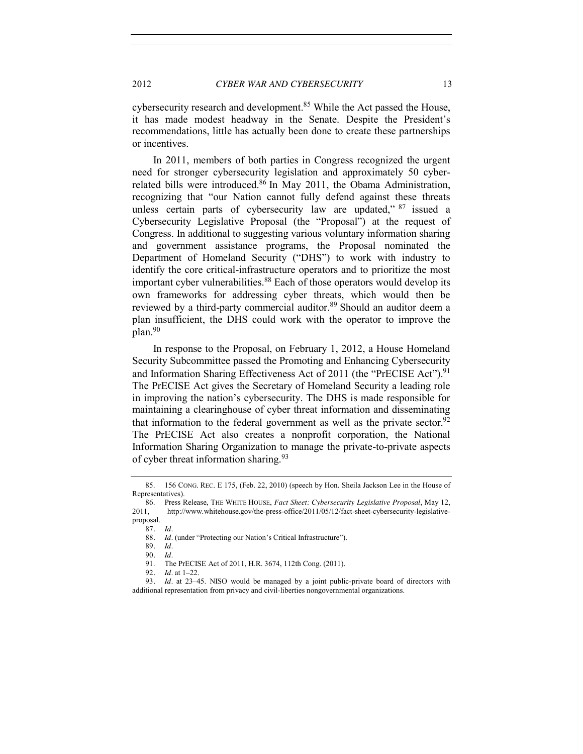cybersecurity research and development.[85] While the Act passed the House, it has made modest headway in the Senate. Despite the President's recommendations, little has actually been done to create these partnerships or incentives.

In 2011, members of both parties in Congress recognized the urgent need for stronger cybersecurity legislation and approximately 50 cyber-related bills were introduced.[86] In May 2011, the Obama Administration, recognizing that "our Nation cannot fully defend against these threats unless certain parts of cybersecurity law are updated,"[87] issued a Cybersecurity Legislative Proposal (the "Proposal") at the request of Congress. In additional to suggesting various voluntary information sharing and government assistance programs, the Proposal nominated the Department of Homeland Security ("DHS") to work with industry to identify the core critical-infrastructure operators and to prioritize the most important cyber vulnerabilities.[88] Each of those operators would develop its own frameworks for addressing cyber threats, which would then be reviewed by a third-party commercial auditor.[89] Should an auditor deem a plan insufficient, the DHS could work with the operator to improve the plan.[90]

In response to the Proposal, on February 1, 2012, a House Homeland Security Subcommittee passed the Promoting and Enhancing Cybersecurity and Information Sharing Effectiveness Act of 2011 (the "PrECISE Act").[91] The PrECISE Act gives the Secretary of Homeland Security a leading role in improving the nation's cybersecurity. The DHS is made responsible for maintaining a clearinghouse of cyber threat information and disseminating that information to the federal government as well as the private sector.[92] The PrECISE Act also creates a nonprofit corporation, the National Information Sharing Organization to manage the private-to-private aspects of cyber threat information sharing.[93]

---

85. 156 CONG. REC. E 175, (Feb. 22, 2010) (speech by Hon. Sheila Jackson Lee in the House of Representatives).

86. Press Release, THE WHITE HOUSE, *Fact Sheet: Cybersecurity Legislative Proposal*, May 12, 2011, http://www.whitehouse.gov/the-press-office/2011/05/12/fact-sheet-cybersecurity-legislative-proposal.

87. *Id*.

88. *Id*. (under "Protecting our Nation's Critical Infrastructure").

89. *Id*.

90. *Id*.

91. The PrECISE Act of 2011, H.R. 3674, 112th Cong. (2011).

92. *Id*. at 1–22.

93. *Id*. at 23–45. NISO would be managed by a joint public-private board of directors with additional representation from privacy and civil-liberties nongovernmental organizations.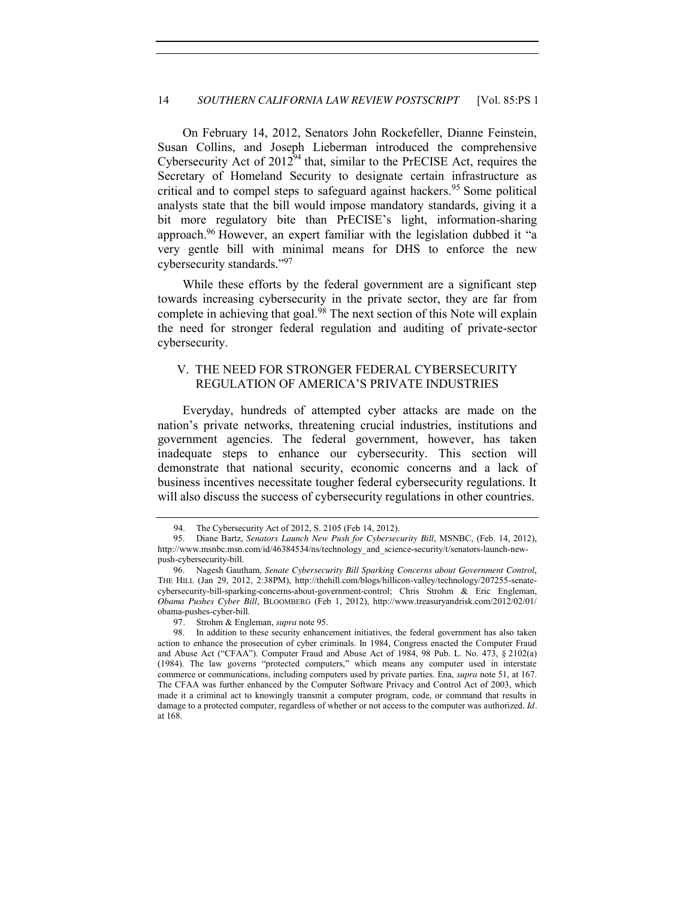On February 14, 2012, Senators John Rockefeller, Dianne Feinstein, Susan Collins, and Joseph Lieberman introduced the comprehensive Cybersecurity Act of 2012[94] that, similar to the PrECISE Act, requires the Secretary of Homeland Security to designate certain infrastructure as critical and to compel steps to safeguard against hackers.[95] Some political analysts state that the bill would impose mandatory standards, giving it a bit more regulatory bite than PrECISE's light, information-sharing approach.[96] However, an expert familiar with the legislation dubbed it "a very gentle bill with minimal means for DHS to enforce the new cybersecurity standards."[97]

While these efforts by the federal government are a significant step towards increasing cybersecurity in the private sector, they are far from complete in achieving that goal.[98] The next section of this Note will explain the need for stronger federal regulation and auditing of private-sector cybersecurity.

## V. THE NEED FOR STRONGER FEDERAL CYBERSECURITY REGULATION OF AMERICA'S PRIVATE INDUSTRIES

Everyday, hundreds of attempted cyber attacks are made on the nation's private networks, threatening crucial industries, institutions and government agencies. The federal government, however, has taken inadequate steps to enhance our cybersecurity. This section will demonstrate that national security, economic concerns and a lack of business incentives necessitate tougher federal cybersecurity regulations. It will also discuss the success of cybersecurity regulations in other countries.

---

94. The Cybersecurity Act of 2012, S. 2105 (Feb 14, 2012).

95. Diane Bartz, *Senators Launch New Push for Cybersecurity Bill*, MSNBC, (Feb. 14, 2012), http://www.msnbc.msn.com/id/46384534/ns/technology_and_science-security/t/senators-launch-new-push-cybersecurity-bill.

96. Nagesh Gautham, *Senate Cybersecurity Bill Sparking Concerns about Government Control*, THE HILL (Jan 29, 2012, 2:38PM), http://thehill.com/blogs/hillicon-valley/technology/207255-senate-cybersecurity-bill-sparking-concerns-about-government-control; Chris Strohm & Eric Engleman, *Obama Pushes Cyber Bill*, BLOOMBERG (Feb 1, 2012), http://www.treasuryandrisk.com/2012/02/01/obama-pushes-cyber-bill.

97. Strohm & Engleman, *supra* note 95.

98. In addition to these security enhancement initiatives, the federal government has also taken action to enhance the prosecution of cyber criminals. In 1984, Congress enacted the Computer Fraud and Abuse Act ("CFAA"). Computer Fraud and Abuse Act of 1984, 98 Pub. L. No. 473, § 2102(a) (1984). The law governs "protected computers," which means any computer used in interstate commerce or communications, including computers used by private parties. Ena, *supra* note 51, at 167. The CFAA was further enhanced by the Computer Software Privacy and Control Act of 2003, which made it a criminal act to knowingly transmit a computer program, code, or command that results in damage to a protected computer, regardless of whether or not access to the computer was authorized. *Id*. at 168.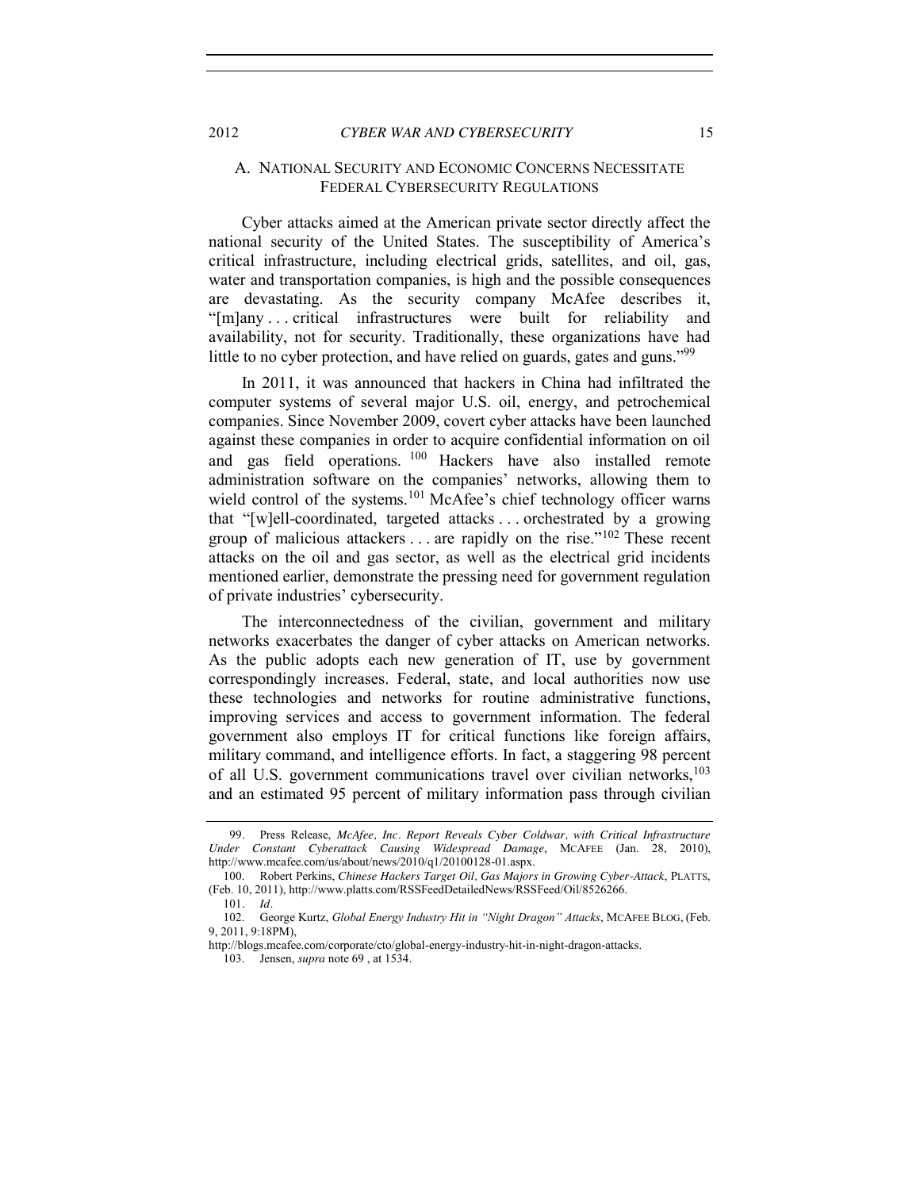### A. National Security and Economic Concerns Necessitate Federal Cybersecurity Regulations

Cyber attacks aimed at the American private sector directly affect the national security of the United States. The susceptibility of America's critical infrastructure, including electrical grids, satellites, and oil, gas, water and transportation companies, is high and the possible consequences are devastating. As the security company McAfee describes it, "[m]any . . . critical infrastructures were built for reliability and availability, not for security. Traditionally, these organizations have had little to no cyber protection, and have relied on guards, gates and guns."[99]

In 2011, it was announced that hackers in China had infiltrated the computer systems of several major U.S. oil, energy, and petrochemical companies. Since November 2009, covert cyber attacks have been launched against these companies in order to acquire confidential information on oil and gas field operations.[100] Hackers have also installed remote administration software on the companies' networks, allowing them to wield control of the systems.[101] McAfee's chief technology officer warns that "[w]ell-coordinated, targeted attacks . . . orchestrated by a growing group of malicious attackers . . . are rapidly on the rise."[102] These recent attacks on the oil and gas sector, as well as the electrical grid incidents mentioned earlier, demonstrate the pressing need for government regulation of private industries' cybersecurity.

The interconnectedness of the civilian, government and military networks exacerbates the danger of cyber attacks on American networks. As the public adopts each new generation of IT, use by government correspondingly increases. Federal, state, and local authorities now use these technologies and networks for routine administrative functions, improving services and access to government information. The federal government also employs IT for critical functions like foreign affairs, military command, and intelligence efforts. In fact, a staggering 98 percent of all U.S. government communications travel over civilian networks,[103] and an estimated 95 percent of military information pass through civilian

---

99. Press Release, *McAfee, Inc. Report Reveals Cyber Coldwar, with Critical Infrastructure Under Constant Cyberattack Causing Widespread Damage*, MCAFEE (Jan. 28, 2010), http://www.mcafee.com/us/about/news/2010/q1/20100128-01.aspx.

100. Robert Perkins, *Chinese Hackers Target Oil, Gas Majors in Growing Cyber-Attack*, PLATTS, (Feb. 10, 2011), http://www.platts.com/RSSFeedDetailedNews/RSSFeed/Oil/8526266.

101. *Id*.

102. George Kurtz, *Global Energy Industry Hit in "Night Dragon" Attacks*, MCAFEE BLOG, (Feb. 9, 2011, 9:18PM), http://blogs.mcafee.com/corporate/cto/global-energy-industry-hit-in-night-dragon-attacks.

103. Jensen, *supra* note 69 , at 1534.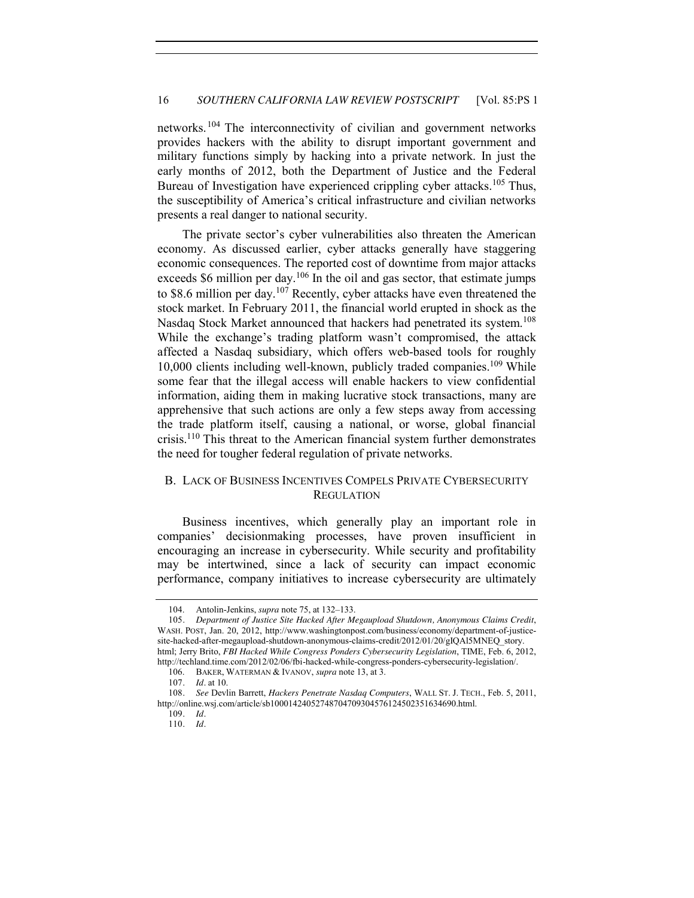networks.[104] The interconnectivity of civilian and government networks provides hackers with the ability to disrupt important government and military functions simply by hacking into a private network. In just the early months of 2012, both the Department of Justice and the Federal Bureau of Investigation have experienced crippling cyber attacks.[105] Thus, the susceptibility of America's critical infrastructure and civilian networks presents a real danger to national security.

The private sector's cyber vulnerabilities also threaten the American economy. As discussed earlier, cyber attacks generally have staggering economic consequences. The reported cost of downtime from major attacks exceeds $6 million per day.[106] In the oil and gas sector, that estimate jumps to $8.6 million per day.[107] Recently, cyber attacks have even threatened the stock market. In February 2011, the financial world erupted in shock as the Nasdaq Stock Market announced that hackers had penetrated its system.[108] While the exchange's trading platform wasn't compromised, the attack affected a Nasdaq subsidiary, which offers web-based tools for roughly 10,000 clients including well-known, publicly traded companies.[109] While some fear that the illegal access will enable hackers to view confidential information, aiding them in making lucrative stock transactions, many are apprehensive that such actions are only a few steps away from accessing the trade platform itself, causing a national, or worse, global financial crisis.[110] This threat to the American financial system further demonstrates the need for tougher federal regulation of private networks.

## B. LACK OF BUSINESS INCENTIVES COMPELS PRIVATE CYBERSECURITY REGULATION

Business incentives, which generally play an important role in companies' decisionmaking processes, have proven insufficient in encouraging an increase in cybersecurity. While security and profitability may be intertwined, since a lack of security can impact economic performance, company initiatives to increase cybersecurity are ultimately

---

104. Antolin-Jenkins, *supra* note 75, at 132–133.

105. *Department of Justice Site Hacked After Megaupload Shutdown, Anonymous Claims Credit*, WASH. POST, Jan. 20, 2012, http://www.washingtonpost.com/business/economy/department-of-justice-site-hacked-after-megaupload-shutdown-anonymous-claims-credit/2012/01/20/gIQAl5MNEQ_story.html; Jerry Brito, *FBI Hacked While Congress Ponders Cybersecurity Legislation*, TIME, Feb. 6, 2012, http://techland.time.com/2012/02/06/fbi-hacked-while-congress-ponders-cybersecurity-legislation/.

106. BAKER, WATERMAN & IVANOV, *supra* note 13, at 3.

107. *Id*. at 10.

108. *See* Devlin Barrett, *Hackers Penetrate Nasdaq Computers*, WALL ST. J. TECH., Feb. 5, 2011, http://online.wsj.com/article/sb10001424052748704709304576124502351634690.html.

109. *Id*.

110. *Id*.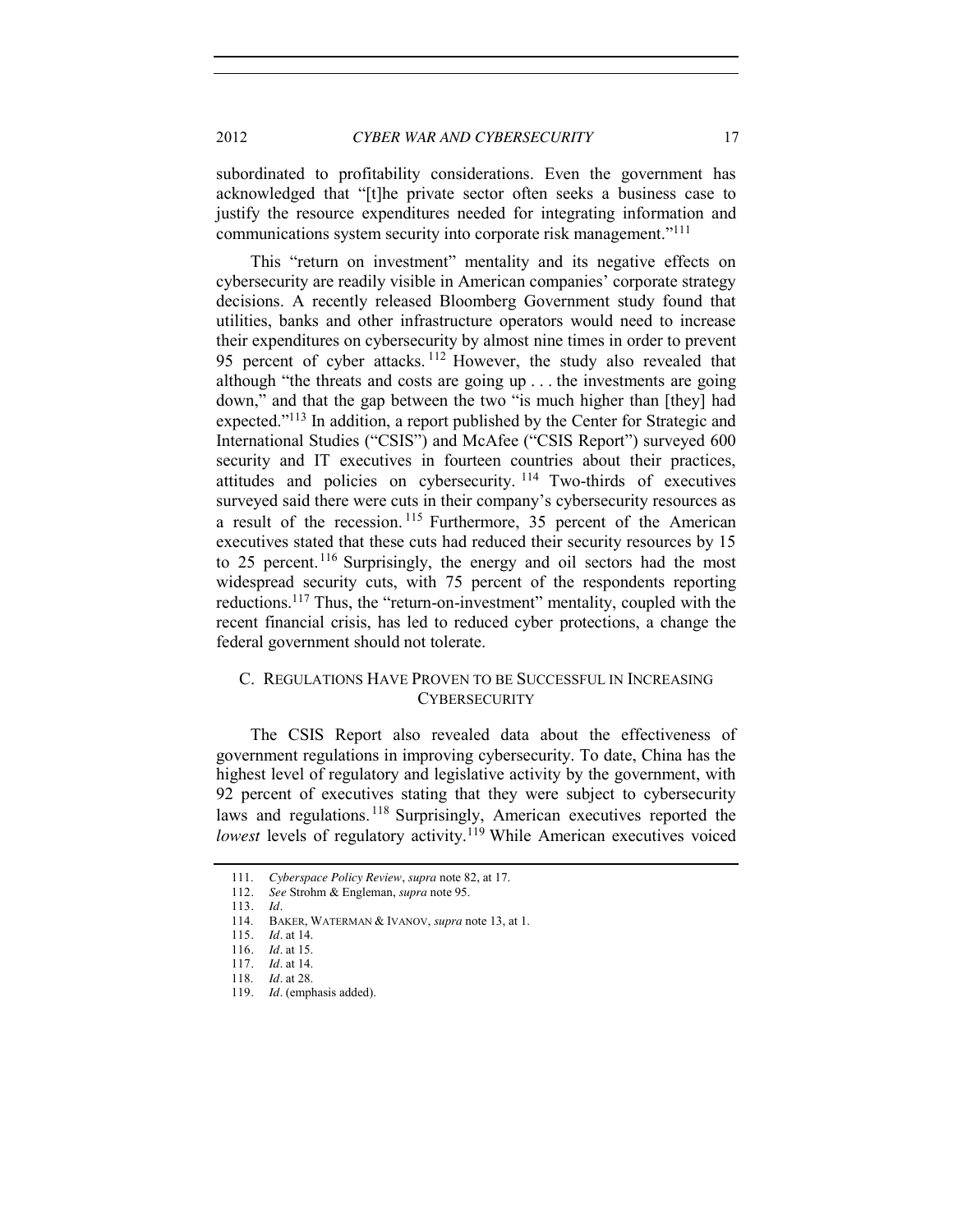subordinated to profitability considerations. Even the government has acknowledged that "[t]he private sector often seeks a business case to justify the resource expenditures needed for integrating information and communications system security into corporate risk management."[111]

This "return on investment" mentality and its negative effects on cybersecurity are readily visible in American companies' corporate strategy decisions. A recently released Bloomberg Government study found that utilities, banks and other infrastructure operators would need to increase their expenditures on cybersecurity by almost nine times in order to prevent 95 percent of cyber attacks.[112] However, the study also revealed that although "the threats and costs are going up . . . the investments are going down," and that the gap between the two "is much higher than [they] had expected."[113] In addition, a report published by the Center for Strategic and International Studies ("CSIS") and McAfee ("CSIS Report") surveyed 600 security and IT executives in fourteen countries about their practices, attitudes and policies on cybersecurity.[114] Two-thirds of executives surveyed said there were cuts in their company's cybersecurity resources as a result of the recession.[115] Furthermore, 35 percent of the American executives stated that these cuts had reduced their security resources by 15 to 25 percent.[116] Surprisingly, the energy and oil sectors had the most widespread security cuts, with 75 percent of the respondents reporting reductions.[117] Thus, the "return-on-investment" mentality, coupled with the recent financial crisis, has led to reduced cyber protections, a change the federal government should not tolerate.

## C. Regulations Have Proven to be Successful in Increasing Cybersecurity

The CSIS Report also revealed data about the effectiveness of government regulations in improving cybersecurity. To date, China has the highest level of regulatory and legislative activity by the government, with 92 percent of executives stating that they were subject to cybersecurity laws and regulations.[118] Surprisingly, American executives reported the *lowest* levels of regulatory activity.[119] While American executives voiced

111. *Cyberspace Policy Review*, *supra* note 82, at 17.
112. *See* Strohm & Engleman, *supra* note 95.
113. *Id*.
114. BAKER, WATERMAN & IVANOV, *supra* note 13, at 1.
115. *Id*. at 14.
116. *Id*. at 15.
117. *Id*. at 14.
118. *Id*. at 28.
119. *Id*. (emphasis added).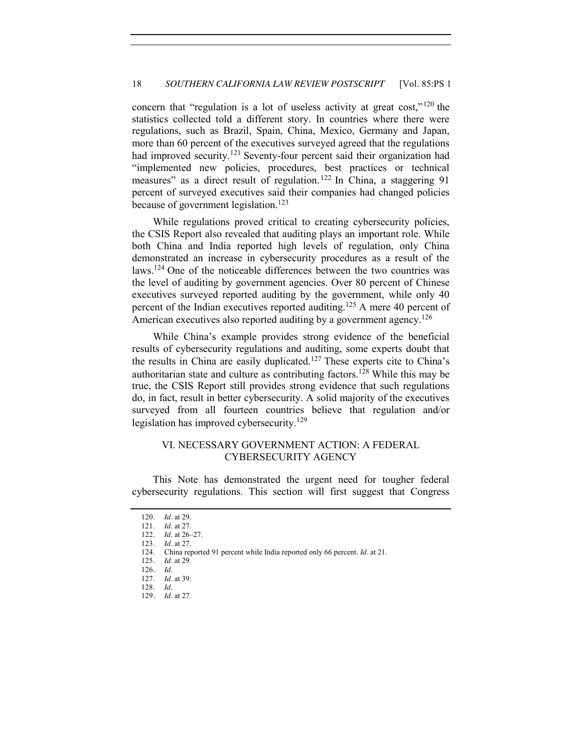concern that "regulation is a lot of useless activity at great cost,"[120] the statistics collected told a different story. In countries where there were regulations, such as Brazil, Spain, China, Mexico, Germany and Japan, more than 60 percent of the executives surveyed agreed that the regulations had improved security.[121] Seventy-four percent said their organization had "implemented new policies, procedures, best practices or technical measures" as a direct result of regulation.[122] In China, a staggering 91 percent of surveyed executives said their companies had changed policies because of government legislation.[123]

While regulations proved critical to creating cybersecurity policies, the CSIS Report also revealed that auditing plays an important role. While both China and India reported high levels of regulation, only China demonstrated an increase in cybersecurity procedures as a result of the laws.[124] One of the noticeable differences between the two countries was the level of auditing by government agencies. Over 80 percent of Chinese executives surveyed reported auditing by the government, while only 40 percent of the Indian executives reported auditing.[125] A mere 40 percent of American executives also reported auditing by a government agency.[126]

While China's example provides strong evidence of the beneficial results of cybersecurity regulations and auditing, some experts doubt that the results in China are easily duplicated.[127] These experts cite to China's authoritarian state and culture as contributing factors.[128] While this may be true, the CSIS Report still provides strong evidence that such regulations do, in fact, result in better cybersecurity. A solid majority of the executives surveyed from all fourteen countries believe that regulation and/or legislation has improved cybersecurity.[129]

## VI. NECESSARY GOVERNMENT ACTION: A FEDERAL CYBERSECURITY AGENCY

This Note has demonstrated the urgent need for tougher federal cybersecurity regulations. This section will first suggest that Congress

---

120. *Id*. at 29.

121. *Id*. at 27.

122. *Id*. at 26–27.

123. *Id*. at 27.

124. China reported 91 percent while India reported only 66 percent. *Id*. at 21.

125. *Id*. at 29.

126. *Id*.

127. *Id*. at 39.

128. *Id*.

129. *Id*. at 27.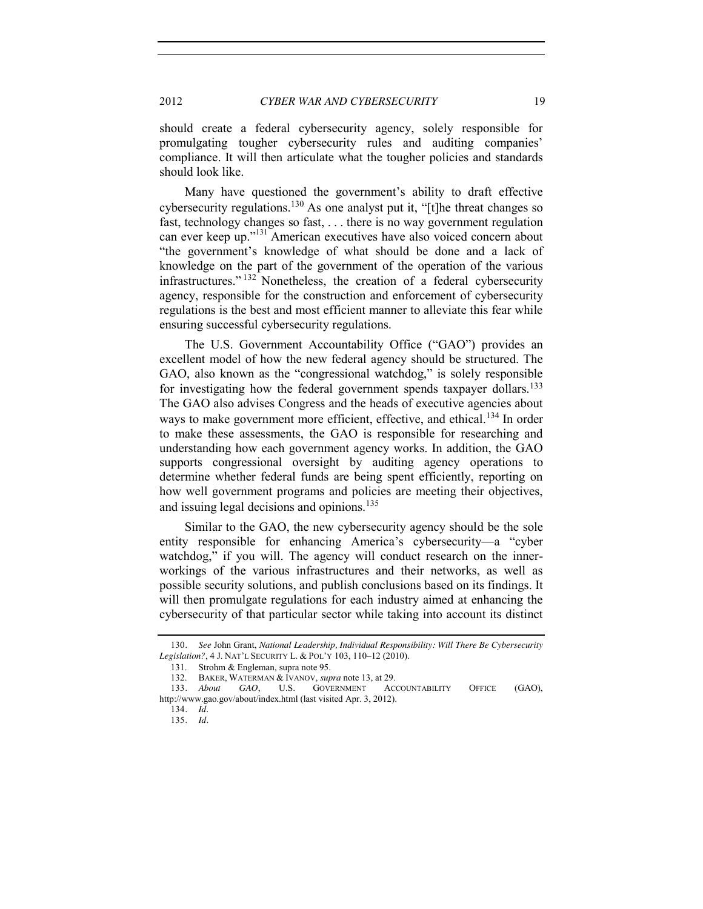should create a federal cybersecurity agency, solely responsible for promulgating tougher cybersecurity rules and auditing companies' compliance. It will then articulate what the tougher policies and standards should look like.

Many have questioned the government's ability to draft effective cybersecurity regulations.[130] As one analyst put it, "[t]he threat changes so fast, technology changes so fast, . . . there is no way government regulation can ever keep up."[131] American executives have also voiced concern about "the government's knowledge of what should be done and a lack of knowledge on the part of the government of the operation of the various infrastructures."[132] Nonetheless, the creation of a federal cybersecurity agency, responsible for the construction and enforcement of cybersecurity regulations is the best and most efficient manner to alleviate this fear while ensuring successful cybersecurity regulations.

The U.S. Government Accountability Office ("GAO") provides an excellent model of how the new federal agency should be structured. The GAO, also known as the "congressional watchdog," is solely responsible for investigating how the federal government spends taxpayer dollars.[133] The GAO also advises Congress and the heads of executive agencies about ways to make government more efficient, effective, and ethical.[134] In order to make these assessments, the GAO is responsible for researching and understanding how each government agency works. In addition, the GAO supports congressional oversight by auditing agency operations to determine whether federal funds are being spent efficiently, reporting on how well government programs and policies are meeting their objectives, and issuing legal decisions and opinions.[135]

Similar to the GAO, the new cybersecurity agency should be the sole entity responsible for enhancing America's cybersecurity—a "cyber watchdog," if you will. The agency will conduct research on the inner-workings of the various infrastructures and their networks, as well as possible security solutions, and publish conclusions based on its findings. It will then promulgate regulations for each industry aimed at enhancing the cybersecurity of that particular sector while taking into account its distinct

---

130. *See* John Grant, *National Leadership, Individual Responsibility: Will There Be Cybersecurity Legislation?*, 4 J. NAT'L SECURITY L. & POL'Y 103, 110–12 (2010).

131. Strohm & Engleman, supra note 95.

132. BAKER, WATERMAN & IVANOV, *supra* note 13, at 29.

133. *About GAO*, U.S. GOVERNMENT ACCOUNTABILITY OFFICE (GAO), http://www.gao.gov/about/index.html (last visited Apr. 3, 2012).

134. *Id*.

135. *Id*.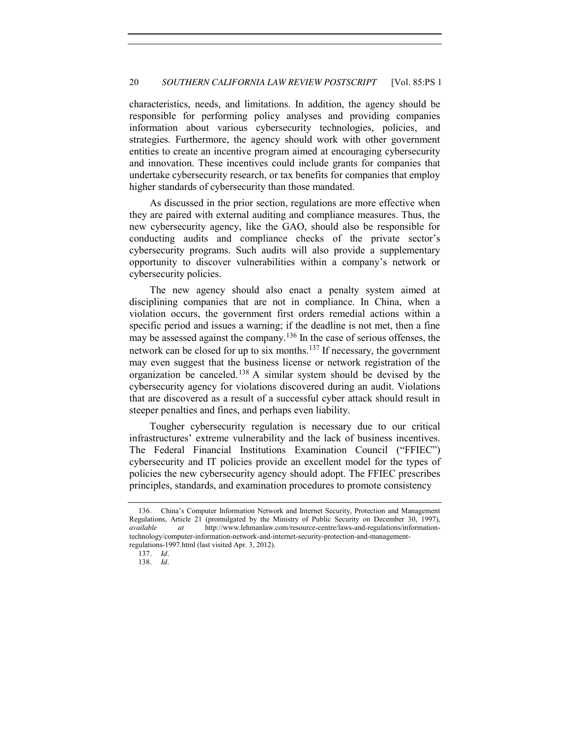characteristics, needs, and limitations. In addition, the agency should be responsible for performing policy analyses and providing companies information about various cybersecurity technologies, policies, and strategies. Furthermore, the agency should work with other government entities to create an incentive program aimed at encouraging cybersecurity and innovation. These incentives could include grants for companies that undertake cybersecurity research, or tax benefits for companies that employ higher standards of cybersecurity than those mandated.

As discussed in the prior section, regulations are more effective when they are paired with external auditing and compliance measures. Thus, the new cybersecurity agency, like the GAO, should also be responsible for conducting audits and compliance checks of the private sector's cybersecurity programs. Such audits will also provide a supplementary opportunity to discover vulnerabilities within a company's network or cybersecurity policies.

The new agency should also enact a penalty system aimed at disciplining companies that are not in compliance. In China, when a violation occurs, the government first orders remedial actions within a specific period and issues a warning; if the deadline is not met, then a fine may be assessed against the company.[136] In the case of serious offenses, the network can be closed for up to six months.[137] If necessary, the government may even suggest that the business license or network registration of the organization be canceled.[138] A similar system should be devised by the cybersecurity agency for violations discovered during an audit. Violations that are discovered as a result of a successful cyber attack should result in steeper penalties and fines, and perhaps even liability.

Tougher cybersecurity regulation is necessary due to our critical infrastructures' extreme vulnerability and the lack of business incentives. The Federal Financial Institutions Examination Council ("FFIEC") cybersecurity and IT policies provide an excellent model for the types of policies the new cybersecurity agency should adopt. The FFIEC prescribes principles, standards, and examination procedures to promote consistency

---

136. China's Computer Information Network and Internet Security, Protection and Management Regulations, Article 21 (promulgated by the Ministry of Public Security on December 30, 1997), *available at* http://www.lehmanlaw.com/resource-centre/laws-and-regulations/information-technology/computer-information-network-and-internet-security-protection-and-management-regulations-1997.html (last visited Apr. 3, 2012).

137. *Id*.

138. *Id*.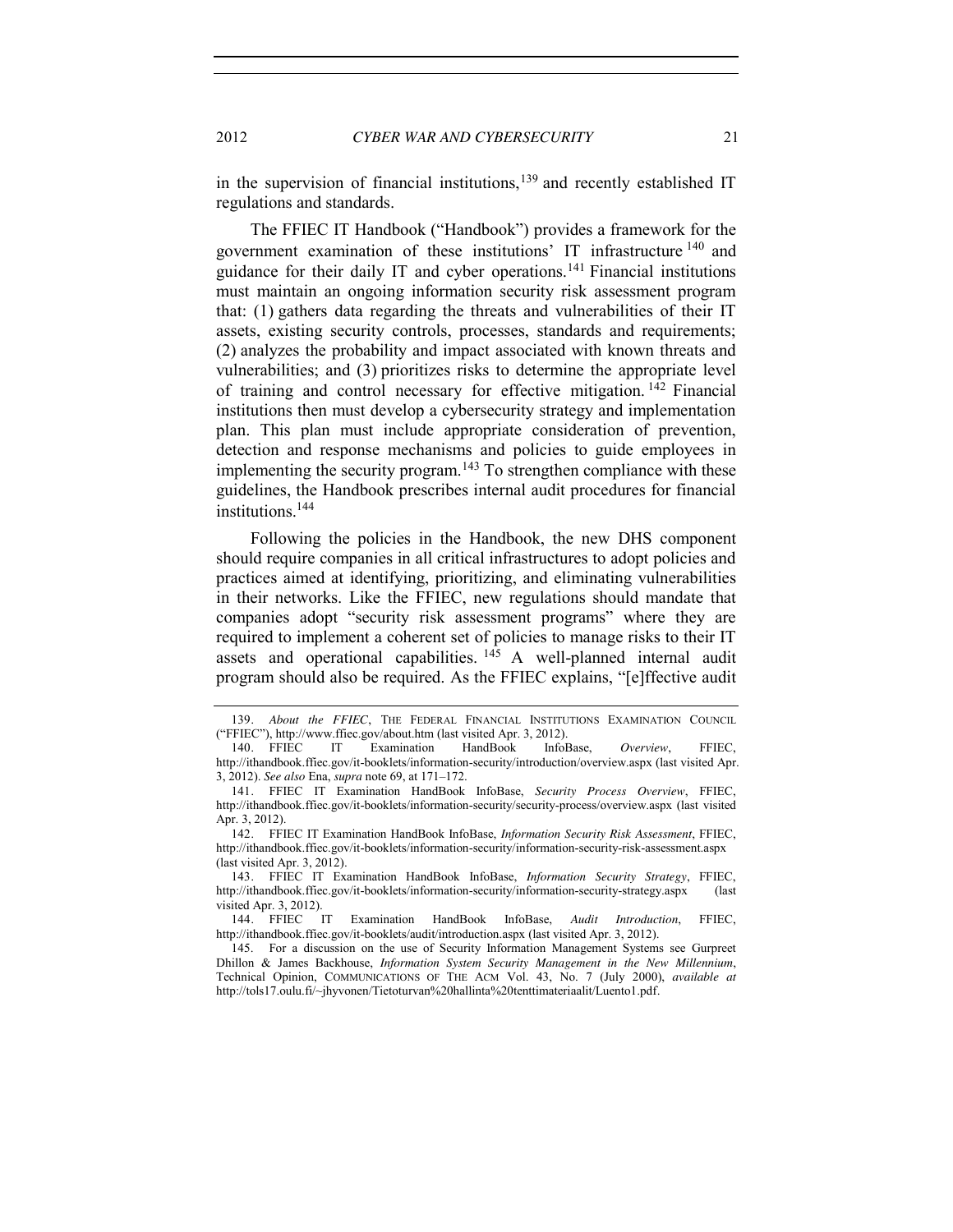in the supervision of financial institutions,[139] and recently established IT regulations and standards.

The FFIEC IT Handbook ("Handbook") provides a framework for the government examination of these institutions' IT infrastructure [140] and guidance for their daily IT and cyber operations.[141] Financial institutions must maintain an ongoing information security risk assessment program that: (1) gathers data regarding the threats and vulnerabilities of their IT assets, existing security controls, processes, standards and requirements; (2) analyzes the probability and impact associated with known threats and vulnerabilities; and (3) prioritizes risks to determine the appropriate level of training and control necessary for effective mitigation. [142] Financial institutions then must develop a cybersecurity strategy and implementation plan. This plan must include appropriate consideration of prevention, detection and response mechanisms and policies to guide employees in implementing the security program.[143] To strengthen compliance with these guidelines, the Handbook prescribes internal audit procedures for financial institutions.[144]

Following the policies in the Handbook, the new DHS component should require companies in all critical infrastructures to adopt policies and practices aimed at identifying, prioritizing, and eliminating vulnerabilities in their networks. Like the FFIEC, new regulations should mandate that companies adopt "security risk assessment programs" where they are required to implement a coherent set of policies to manage risks to their IT assets and operational capabilities. [145] A well-planned internal audit program should also be required. As the FFIEC explains, "[e]ffective audit

---

139. *About the FFIEC*, THE FEDERAL FINANCIAL INSTITUTIONS EXAMINATION COUNCIL ("FFIEC"), http://www.ffiec.gov/about.htm (last visited Apr. 3, 2012).

140. FFIEC IT Examination HandBook InfoBase, *Overview*, FFIEC, http://ithandbook.ffiec.gov/it-booklets/information-security/introduction/overview.aspx (last visited Apr. 3, 2012). *See also* Ena, *supra* note 69, at 171–172.

141. FFIEC IT Examination HandBook InfoBase, *Security Process Overview*, FFIEC, http://ithandbook.ffiec.gov/it-booklets/information-security/security-process/overview.aspx (last visited Apr. 3, 2012).

142. FFIEC IT Examination HandBook InfoBase, *Information Security Risk Assessment*, FFIEC, http://ithandbook.ffiec.gov/it-booklets/information-security/information-security-risk-assessment.aspx (last visited Apr. 3, 2012).

143. FFIEC IT Examination HandBook InfoBase, *Information Security Strategy*, FFIEC, http://ithandbook.ffiec.gov/it-booklets/information-security/information-security-strategy.aspx (last visited Apr. 3, 2012).

144. FFIEC IT Examination HandBook InfoBase, *Audit Introduction*, FFIEC, http://ithandbook.ffiec.gov/it-booklets/audit/introduction.aspx (last visited Apr. 3, 2012).

145. For a discussion on the use of Security Information Management Systems see Gurpreet Dhillon & James Backhouse, *Information System Security Management in the New Millennium*, Technical Opinion, COMMUNICATIONS OF THE ACM Vol. 43, No. 7 (July 2000), *available at* http://tols17.oulu.fi/~jhyvonen/Tietoturvan%20hallinta%20tenttimateriaalit/Luento1.pdf.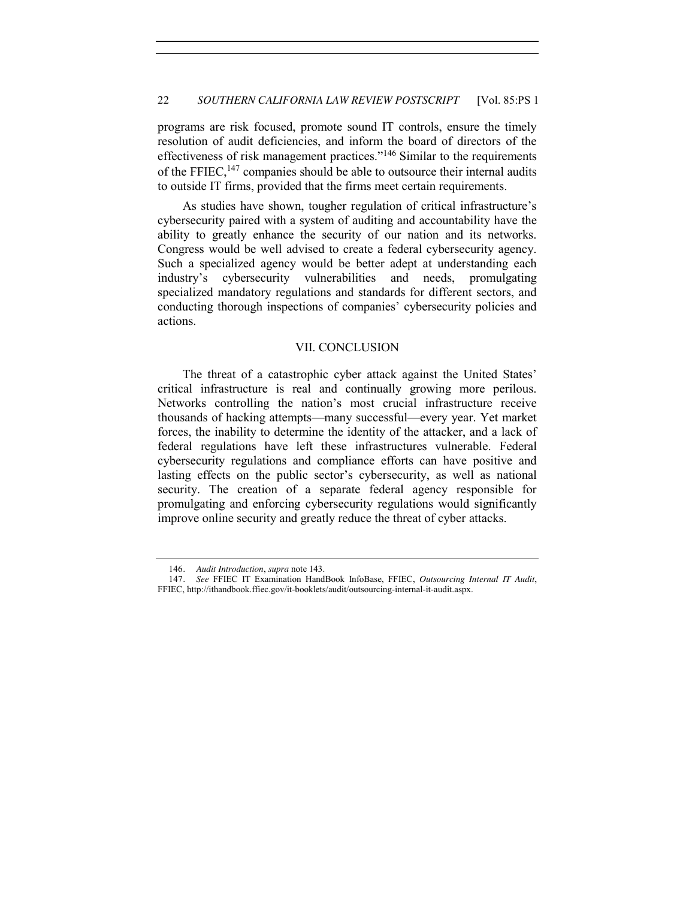programs are risk focused, promote sound IT controls, ensure the timely resolution of audit deficiencies, and inform the board of directors of the effectiveness of risk management practices."[146] Similar to the requirements of the FFIEC,[147] companies should be able to outsource their internal audits to outside IT firms, provided that the firms meet certain requirements.

As studies have shown, tougher regulation of critical infrastructure's cybersecurity paired with a system of auditing and accountability have the ability to greatly enhance the security of our nation and its networks. Congress would be well advised to create a federal cybersecurity agency. Such a specialized agency would be better adept at understanding each industry's cybersecurity vulnerabilities and needs, promulgating specialized mandatory regulations and standards for different sectors, and conducting thorough inspections of companies' cybersecurity policies and actions.

## VII. CONCLUSION

The threat of a catastrophic cyber attack against the United States' critical infrastructure is real and continually growing more perilous. Networks controlling the nation's most crucial infrastructure receive thousands of hacking attempts—many successful—every year. Yet market forces, the inability to determine the identity of the attacker, and a lack of federal regulations have left these infrastructures vulnerable. Federal cybersecurity regulations and compliance efforts can have positive and lasting effects on the public sector's cybersecurity, as well as national security. The creation of a separate federal agency responsible for promulgating and enforcing cybersecurity regulations would significantly improve online security and greatly reduce the threat of cyber attacks.

---

146. *Audit Introduction*, *supra* note 143.

147. *See* FFIEC IT Examination HandBook InfoBase, FFIEC, *Outsourcing Internal IT Audit*, FFIEC, http://ithandbook.ffiec.gov/it-booklets/audit/outsourcing-internal-it-audit.aspx.